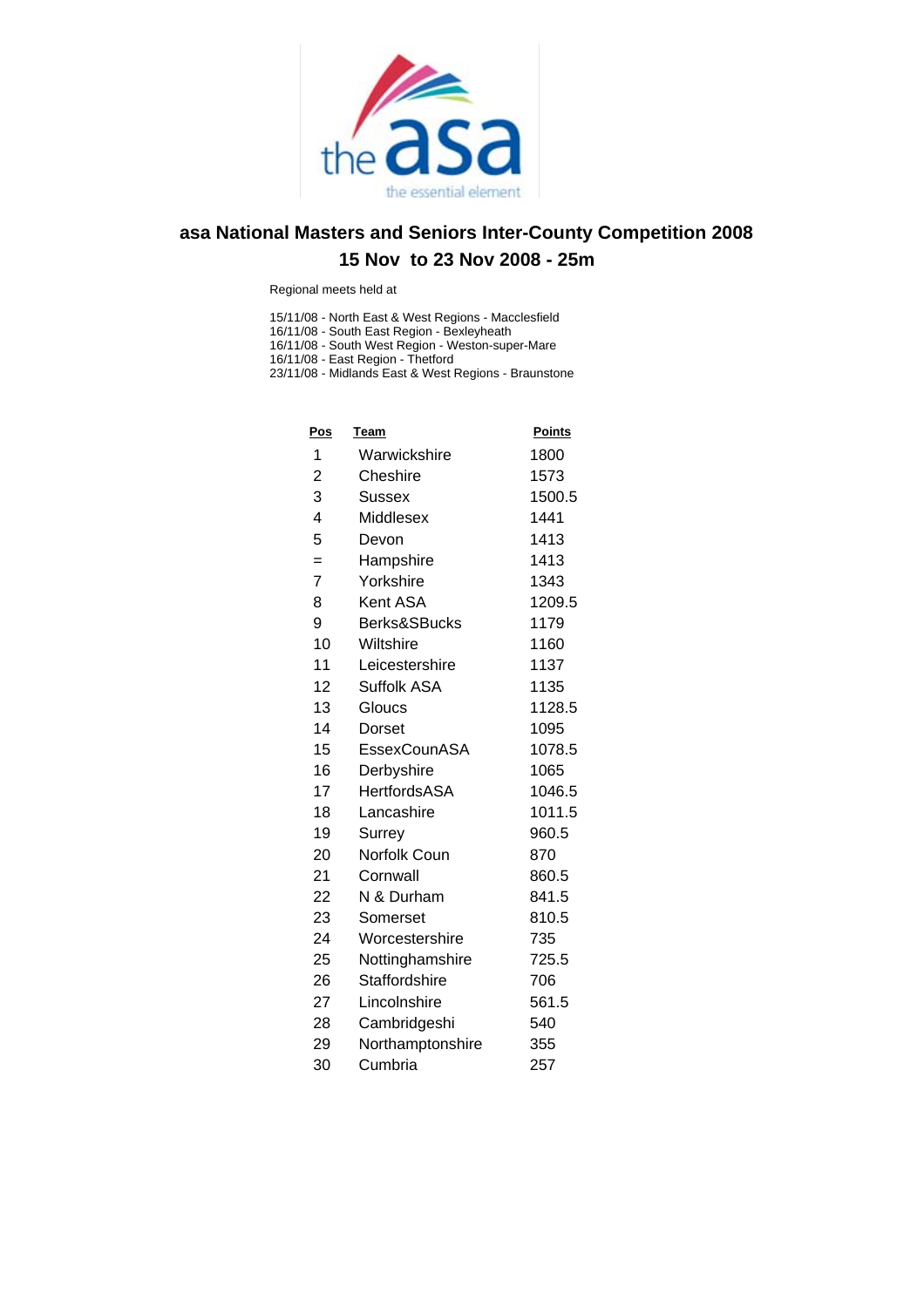# asa National Masters and Seniors Inter-County Competition 2008

## 15 Nov to 23 Nov 2008 - 25m

Regional meets held at

15/11/08 - North East & West Regions - Macclesfield
16/11/08 - South East Region - Bexleyheath
16/11/08 - South West Region - Weston-super-Mare
16/11/08 - East Region - Thetford
23/11/08 - Midlands East & West Regions - Braunstone

| Pos | Team | Points |
|---|---|---|
| 1 | Warwickshire | 1800 |
| 2 | Cheshire | 1573 |
| 3 | Sussex | 1500.5 |
| 4 | Middlesex | 1441 |
| 5 | Devon | 1413 |
| = | Hampshire | 1413 |
| 7 | Yorkshire | 1343 |
| 8 | Kent ASA | 1209.5 |
| 9 | Berks&SBucks | 1179 |
| 10 | Wiltshire | 1160 |
| 11 | Leicestershire | 1137 |
| 12 | Suffolk ASA | 1135 |
| 13 | Gloucs | 1128.5 |
| 14 | Dorset | 1095 |
| 15 | EssexCounASA | 1078.5 |
| 16 | Derbyshire | 1065 |
| 17 | HertfordsASA | 1046.5 |
| 18 | Lancashire | 1011.5 |
| 19 | Surrey | 960.5 |
| 20 | Norfolk Coun | 870 |
| 21 | Cornwall | 860.5 |
| 22 | N & Durham | 841.5 |
| 23 | Somerset | 810.5 |
| 24 | Worcestershire | 735 |
| 25 | Nottinghamshire | 725.5 |
| 26 | Staffordshire | 706 |
| 27 | Lincolnshire | 561.5 |
| 28 | Cambridgeshi | 540 |
| 29 | Northamptonshire | 355 |
| 30 | Cumbria | 257 |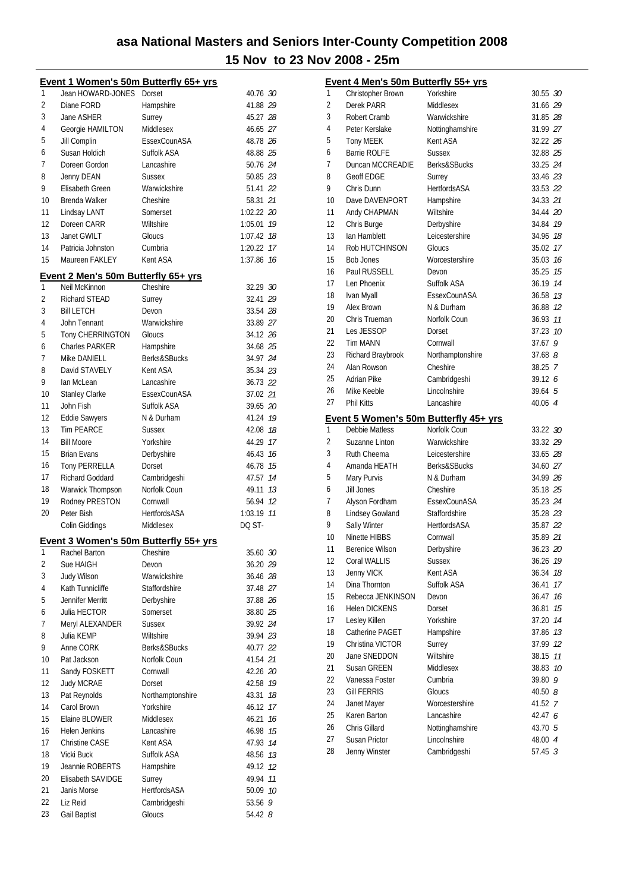# asa National Masters and Seniors Inter-County Competition 2008

## 15 Nov to 23 Nov 2008 - 25m

### Event 1 Women's 50m Butterfly 65+ yrs

| Place | Name | County | Time | Points |
|---|---|---|---|---|
| 1 | Jean HOWARD-JONES | Dorset | 40.76 | 30 |
| 2 | Diane FORD | Hampshire | 41.88 | 29 |
| 3 | Jane ASHER | Surrey | 45.27 | 28 |
| 4 | Georgie HAMILTON | Middlesex | 46.65 | 27 |
| 5 | Jill Complin | EssexCounASA | 48.78 | 26 |
| 6 | Susan Holdich | Suffolk ASA | 48.88 | 25 |
| 7 | Doreen Gordon | Lancashire | 50.76 | 24 |
| 8 | Jenny DEAN | Sussex | 50.85 | 23 |
| 9 | Elisabeth Green | Warwickshire | 51.41 | 22 |
| 10 | Brenda Walker | Cheshire | 58.31 | 21 |
| 11 | Lindsay LANT | Somerset | 1:02.22 | 20 |
| 12 | Doreen CARR | Wiltshire | 1:05.01 | 19 |
| 13 | Janet GWILT | Gloucs | 1:07.42 | 18 |
| 14 | Patricia Johnston | Cumbria | 1:20.22 | 17 |
| 15 | Maureen FAKLEY | Kent ASA | 1:37.86 | 16 |

### Event 2 Men's 50m Butterfly 65+ yrs

| Place | Name | County | Time | Points |
|---|---|---|---|---|
| 1 | Neil McKinnon | Cheshire | 32.29 | 30 |
| 2 | Richard STEAD | Surrey | 32.41 | 29 |
| 3 | Bill LETCH | Devon | 33.54 | 28 |
| 4 | John Tennant | Warwickshire | 33.89 | 27 |
| 5 | Tony CHERRINGTON | Gloucs | 34.12 | 26 |
| 6 | Charles PARKER | Hampshire | 34.68 | 25 |
| 7 | Mike DANIELL | Berks&SBucks | 34.97 | 24 |
| 8 | David STAVELY | Kent ASA | 35.34 | 23 |
| 9 | Ian McLean | Lancashire | 36.73 | 22 |
| 10 | Stanley Clarke | EssexCounASA | 37.02 | 21 |
| 11 | John Fish | Suffolk ASA | 39.65 | 20 |
| 12 | Eddie Sawyers | N & Durham | 41.24 | 19 |
| 13 | Tim PEARCE | Sussex | 42.08 | 18 |
| 14 | Bill Moore | Yorkshire | 44.29 | 17 |
| 15 | Brian Evans | Derbyshire | 46.43 | 16 |
| 16 | Tony PERRELLA | Dorset | 46.78 | 15 |
| 17 | Richard Goddard | Cambridgeshi | 47.57 | 14 |
| 18 | Warwick Thompson | Norfolk Coun | 49.11 | 13 |
| 19 | Rodney PRESTON | Cornwall | 56.94 | 12 |
| 20 | Peter Bish | HertfordsASA | 1:03.19 | 11 |
| | Colin Giddings | Middlesex | DQ ST- | |

### Event 3 Women's 50m Butterfly 55+ yrs

| Place | Name | County | Time | Points |
|---|---|---|---|---|
| 1 | Rachel Barton | Cheshire | 35.60 | 30 |
| 2 | Sue HAIGH | Devon | 36.20 | 29 |
| 3 | Judy Wilson | Warwickshire | 36.46 | 28 |
| 4 | Kath Tunnicliffe | Staffordshire | 37.48 | 27 |
| 5 | Jennifer Merritt | Derbyshire | 37.88 | 26 |
| 6 | Julia HECTOR | Somerset | 38.80 | 25 |
| 7 | Meryl ALEXANDER | Sussex | 39.92 | 24 |
| 8 | Julia KEMP | Wiltshire | 39.94 | 23 |
| 9 | Anne CORK | Berks&SBucks | 40.77 | 22 |
| 10 | Pat Jackson | Norfolk Coun | 41.54 | 21 |
| 11 | Sandy FOSKETT | Cornwall | 42.26 | 20 |
| 12 | Judy MCRAE | Dorset | 42.58 | 19 |
| 13 | Pat Reynolds | Northamptonshire | 43.31 | 18 |
| 14 | Carol Brown | Yorkshire | 46.12 | 17 |
| 15 | Elaine BLOWER | Middlesex | 46.21 | 16 |
| 16 | Helen Jenkins | Lancashire | 46.98 | 15 |
| 17 | Christine CASE | Kent ASA | 47.93 | 14 |
| 18 | Vicki Buck | Suffolk ASA | 48.56 | 13 |
| 19 | Jeannie ROBERTS | Hampshire | 49.12 | 12 |
| 20 | Elisabeth SAVIDGE | Surrey | 49.94 | 11 |
| 21 | Janis Morse | HertfordsASA | 50.09 | 10 |
| 22 | Liz Reid | Cambridgeshi | 53.56 | 9 |
| 23 | Gail Baptist | Gloucs | 54.42 | 8 |

### Event 4 Men's 50m Butterfly 55+ yrs

| Place | Name | County | Time | Points |
|---|---|---|---|---|
| 1 | Christopher Brown | Yorkshire | 30.55 | 30 |
| 2 | Derek PARR | Middlesex | 31.66 | 29 |
| 3 | Robert Cramb | Warwickshire | 31.85 | 28 |
| 4 | Peter Kerslake | Nottinghamshire | 31.99 | 27 |
| 5 | Tony MEEK | Kent ASA | 32.22 | 26 |
| 6 | Barrie ROLFE | Sussex | 32.88 | 25 |
| 7 | Duncan MCCREADIE | Berks&SBucks | 33.25 | 24 |
| 8 | Geoff EDGE | Surrey | 33.46 | 23 |
| 9 | Chris Dunn | HertfordsASA | 33.53 | 22 |
| 10 | Dave DAVENPORT | Hampshire | 34.33 | 21 |
| 11 | Andy CHAPMAN | Wiltshire | 34.44 | 20 |
| 12 | Chris Burge | Derbyshire | 34.84 | 19 |
| 13 | Ian Hamblett | Leicestershire | 34.96 | 18 |
| 14 | Rob HUTCHINSON | Gloucs | 35.02 | 17 |
| 15 | Bob Jones | Worcestershire | 35.03 | 16 |
| 16 | Paul RUSSELL | Devon | 35.25 | 15 |
| 17 | Len Phoenix | Suffolk ASA | 36.19 | 14 |
| 18 | Ivan Myall | EssexCounASA | 36.58 | 13 |
| 19 | Alex Brown | N & Durham | 36.88 | 12 |
| 20 | Chris Trueman | Norfolk Coun | 36.93 | 11 |
| 21 | Les JESSOP | Dorset | 37.23 | 10 |
| 22 | Tim MANN | Cornwall | 37.67 | 9 |
| 23 | Richard Braybrook | Northamptonshire | 37.68 | 8 |
| 24 | Alan Rowson | Cheshire | 38.25 | 7 |
| 25 | Adrian Pike | Cambridgeshi | 39.12 | 6 |
| 26 | Mike Keeble | Lincolnshire | 39.64 | 5 |
| 27 | Phil Kitts | Lancashire | 40.06 | 4 |

### Event 5 Women's 50m Butterfly 45+ yrs

| Place | Name | County | Time | Points |
|---|---|---|---|---|
| 1 | Debbie Matless | Norfolk Coun | 33.22 | 30 |
| 2 | Suzanne Linton | Warwickshire | 33.32 | 29 |
| 3 | Ruth Cheema | Leicestershire | 33.65 | 28 |
| 4 | Amanda HEATH | Berks&SBucks | 34.60 | 27 |
| 5 | Mary Purvis | N & Durham | 34.99 | 26 |
| 6 | Jill Jones | Cheshire | 35.18 | 25 |
| 7 | Alyson Fordham | EssexCounASA | 35.23 | 24 |
| 8 | Lindsey Gowland | Staffordshire | 35.28 | 23 |
| 9 | Sally Winter | HertfordsASA | 35.87 | 22 |
| 10 | Ninette HIBBS | Cornwall | 35.89 | 21 |
| 11 | Berenice Wilson | Derbyshire | 36.23 | 20 |
| 12 | Coral WALLIS | Sussex | 36.26 | 19 |
| 13 | Jenny VICK | Kent ASA | 36.34 | 18 |
| 14 | Dina Thornton | Suffolk ASA | 36.41 | 17 |
| 15 | Rebecca JENKINSON | Devon | 36.47 | 16 |
| 16 | Helen DICKENS | Dorset | 36.81 | 15 |
| 17 | Lesley Killen | Yorkshire | 37.20 | 14 |
| 18 | Catherine PAGET | Hampshire | 37.86 | 13 |
| 19 | Christina VICTOR | Surrey | 37.99 | 12 |
| 20 | Jane SNEDDON | Wiltshire | 38.15 | 11 |
| 21 | Susan GREEN | Middlesex | 38.83 | 10 |
| 22 | Vanessa Foster | Cumbria | 39.80 | 9 |
| 23 | Gill FERRIS | Gloucs | 40.50 | 8 |
| 24 | Janet Mayer | Worcestershire | 41.52 | 7 |
| 25 | Karen Barton | Lancashire | 42.47 | 6 |
| 26 | Chris Gillard | Nottinghamshire | 43.70 | 5 |
| 27 | Susan Prictor | Lincolnshire | 48.00 | 4 |
| 28 | Jenny Winster | Cambridgeshi | 57.45 | 3 |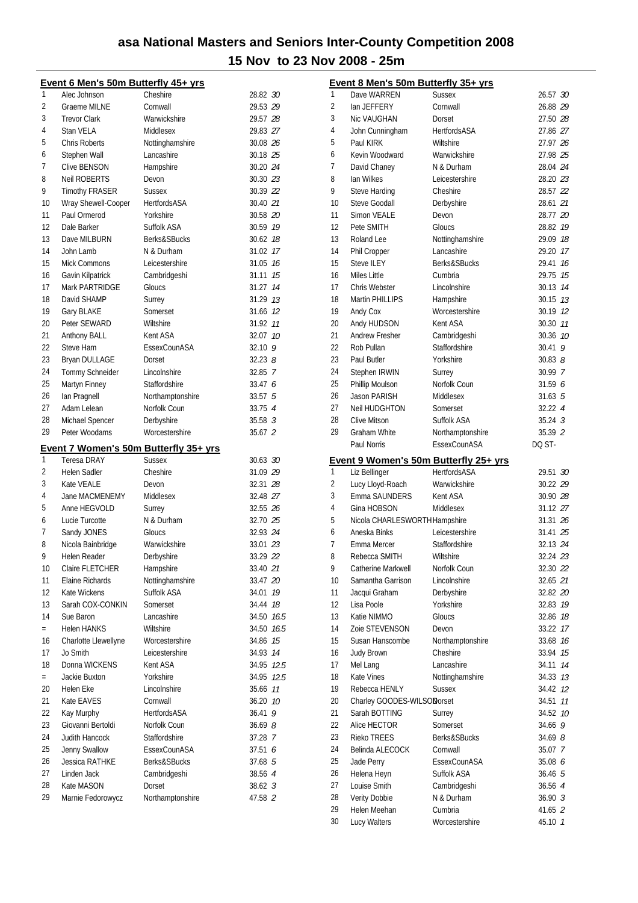# asa National Masters and Seniors Inter-County Competition 2008

## 15 Nov to 23 Nov 2008 - 25m

### Event 6 Men's 50m Butterfly 45+ yrs

| | | | |
|---|---|---|---|
| 1 | Alec Johnson | Cheshire | 28.82 *30* |
| 2 | Graeme MILNE | Cornwall | 29.53 *29* |
| 3 | Trevor Clark | Warwickshire | 29.57 *28* |
| 4 | Stan VELA | Middlesex | 29.83 *27* |
| 5 | Chris Roberts | Nottinghamshire | 30.08 *26* |
| 6 | Stephen Wall | Lancashire | 30.18 *25* |
| 7 | Clive BENSON | Hampshire | 30.20 *24* |
| 8 | Neil ROBERTS | Devon | 30.30 *23* |
| 9 | Timothy FRASER | Sussex | 30.39 *22* |
| 10 | Wray Shewell-Cooper | HertfordsASA | 30.40 *21* |
| 11 | Paul Ormerod | Yorkshire | 30.58 *20* |
| 12 | Dale Barker | Suffolk ASA | 30.59 *19* |
| 13 | Dave MILBURN | Berks&SBucks | 30.62 *18* |
| 14 | John Lamb | N & Durham | 31.02 *17* |
| 15 | Mick Commons | Leicestershire | 31.05 *16* |
| 16 | Gavin Kilpatrick | Cambridgeshi | 31.11 *15* |
| 17 | Mark PARTRIDGE | Gloucs | 31.27 *14* |
| 18 | David SHAMP | Surrey | 31.29 *13* |
| 19 | Gary BLAKE | Somerset | 31.66 *12* |
| 20 | Peter SEWARD | Wiltshire | 31.92 *11* |
| 21 | Anthony BALL | Kent ASA | 32.07 *10* |
| 22 | Steve Ham | EssexCounASA | 32.10 *9* |
| 23 | Bryan DULLAGE | Dorset | 32.23 *8* |
| 24 | Tommy Schneider | Lincolnshire | 32.85 *7* |
| 25 | Martyn Finney | Staffordshire | 33.47 *6* |
| 26 | Ian Pragnell | Northamptonshire | 33.57 *5* |
| 27 | Adam Lelean | Norfolk Coun | 33.75 *4* |
| 28 | Michael Spencer | Derbyshire | 35.58 *3* |
| 29 | Peter Woodams | Worcestershire | 35.67 *2* |

### Event 7 Women's 50m Butterfly 35+ yrs

| | | | |
|---|---|---|---|
| 1 | Teresa DRAY | Sussex | 30.63 *30* |
| 2 | Helen Sadler | Cheshire | 31.09 *29* |
| 3 | Kate VEALE | Devon | 32.31 *28* |
| 4 | Jane MACMENEMY | Middlesex | 32.48 *27* |
| 5 | Anne HEGVOLD | Surrey | 32.55 *26* |
| 6 | Lucie Turcotte | N & Durham | 32.70 *25* |
| 7 | Sandy JONES | Gloucs | 32.93 *24* |
| 8 | Nicola Bainbridge | Warwickshire | 33.01 *23* |
| 9 | Helen Reader | Derbyshire | 33.29 *22* |
| 10 | Claire FLETCHER | Hampshire | 33.40 *21* |
| 11 | Elaine Richards | Nottinghamshire | 33.47 *20* |
| 12 | Kate Wickens | Suffolk ASA | 34.01 *19* |
| 13 | Sarah COX-CONKIN | Somerset | 34.44 *18* |
| 14 | Sue Baron | Lancashire | 34.50 *16.5* |
| = | Helen HANKS | Wiltshire | 34.50 *16.5* |
| 16 | Charlotte Llewellyne | Worcestershire | 34.86 *15* |
| 17 | Jo Smith | Leicestershire | 34.93 *14* |
| 18 | Donna WICKENS | Kent ASA | 34.95 *12.5* |
| = | Jackie Buxton | Yorkshire | 34.95 *12.5* |
| 20 | Helen Eke | Lincolnshire | 35.66 *11* |
| 21 | Kate EAVES | Cornwall | 36.20 *10* |
| 22 | Kay Murphy | HertfordsASA | 36.41 *9* |
| 23 | Giovanni Bertoldi | Norfolk Coun | 36.69 *8* |
| 24 | Judith Hancock | Staffordshire | 37.28 *7* |
| 25 | Jenny Swallow | EssexCounASA | 37.51 *6* |
| 26 | Jessica RATHKE | Berks&SBucks | 37.68 *5* |
| 27 | Linden Jack | Cambridgeshi | 38.56 *4* |
| 28 | Kate MASON | Dorset | 38.62 *3* |
| 29 | Marnie Fedorowycz | Northamptonshire | 47.58 *2* |

### Event 8 Men's 50m Butterfly 35+ yrs

| | | | |
|---|---|---|---|
| 1 | Dave WARREN | Sussex | 26.57 *30* |
| 2 | Ian JEFFERY | Cornwall | 26.88 *29* |
| 3 | Nic VAUGHAN | Dorset | 27.50 *28* |
| 4 | John Cunningham | HertfordsASA | 27.86 *27* |
| 5 | Paul KIRK | Wiltshire | 27.97 *26* |
| 6 | Kevin Woodward | Warwickshire | 27.98 *25* |
| 7 | David Chaney | N & Durham | 28.04 *24* |
| 8 | Ian Wilkes | Leicestershire | 28.20 *23* |
| 9 | Steve Harding | Cheshire | 28.57 *22* |
| 10 | Steve Goodall | Derbyshire | 28.61 *21* |
| 11 | Simon VEALE | Devon | 28.77 *20* |
| 12 | Pete SMITH | Gloucs | 28.82 *19* |
| 13 | Roland Lee | Nottinghamshire | 29.09 *18* |
| 14 | Phil Cropper | Lancashire | 29.20 *17* |
| 15 | Steve ILEY | Berks&SBucks | 29.41 *16* |
| 16 | Miles Little | Cumbria | 29.75 *15* |
| 17 | Chris Webster | Lincolnshire | 30.13 *14* |
| 18 | Martin PHILLIPS | Hampshire | 30.15 *13* |
| 19 | Andy Cox | Worcestershire | 30.19 *12* |
| 20 | Andy HUDSON | Kent ASA | 30.30 *11* |
| 21 | Andrew Fresher | Cambridgeshi | 30.36 *10* |
| 22 | Rob Pullan | Staffordshire | 30.41 *9* |
| 23 | Paul Butler | Yorkshire | 30.83 *8* |
| 24 | Stephen IRWIN | Surrey | 30.99 *7* |
| 25 | Phillip Moulson | Norfolk Coun | 31.59 *6* |
| 26 | Jason PARISH | Middlesex | 31.63 *5* |
| 27 | Neil HUDGHTON | Somerset | 32.22 *4* |
| 28 | Clive Mitson | Suffolk ASA | 35.24 *3* |
| 29 | Graham White | Northamptonshire | 35.39 *2* |
| | Paul Norris | EssexCounASA | DQ ST- |

### Event 9 Women's 50m Butterfly 25+ yrs

| | | | |
|---|---|---|---|
| 1 | Liz Bellinger | HertfordsASA | 29.51 *30* |
| 2 | Lucy Lloyd-Roach | Warwickshire | 30.22 *29* |
| 3 | Emma SAUNDERS | Kent ASA | 30.90 *28* |
| 4 | Gina HOBSON | Middlesex | 31.12 *27* |
| 5 | Nicola CHARLESWORTH | Hampshire | 31.31 *26* |
| 6 | Aneska Binks | Leicestershire | 31.41 *25* |
| 7 | Emma Mercer | Staffordshire | 32.13 *24* |
| 8 | Rebecca SMITH | Wiltshire | 32.24 *23* |
| 9 | Catherine Markwell | Norfolk Coun | 32.30 *22* |
| 10 | Samantha Garrison | Lincolnshire | 32.65 *21* |
| 11 | Jacqui Graham | Derbyshire | 32.82 *20* |
| 12 | Lisa Poole | Yorkshire | 32.83 *19* |
| 13 | Katie NIMMO | Gloucs | 32.86 *18* |
| 14 | Zoie STEVENSON | Devon | 33.22 *17* |
| 15 | Susan Hanscombe | Northamptonshire | 33.68 *16* |
| 16 | Judy Brown | Cheshire | 33.94 *15* |
| 17 | Mel Lang | Lancashire | 34.11 *14* |
| 18 | Kate Vines | Nottinghamshire | 34.33 *13* |
| 19 | Rebecca HENLY | Sussex | 34.42 *12* |
| 20 | Charley GOODES-WILSON | Dorset | 34.51 *11* |
| 21 | Sarah BOTTING | Surrey | 34.52 *10* |
| 22 | Alice HECTOR | Somerset | 34.66 *9* |
| 23 | Rieko TREES | Berks&SBucks | 34.69 *8* |
| 24 | Belinda ALECOCK | Cornwall | 35.07 *7* |
| 25 | Jade Perry | EssexCounASA | 35.08 *6* |
| 26 | Helena Heyn | Suffolk ASA | 36.46 *5* |
| 27 | Louise Smith | Cambridgeshi | 36.56 *4* |
| 28 | Verity Dobbie | N & Durham | 36.90 *3* |
| 29 | Helen Meehan | Cumbria | 41.65 *2* |
| 30 | Lucy Walters | Worcestershire | 45.10 *1* |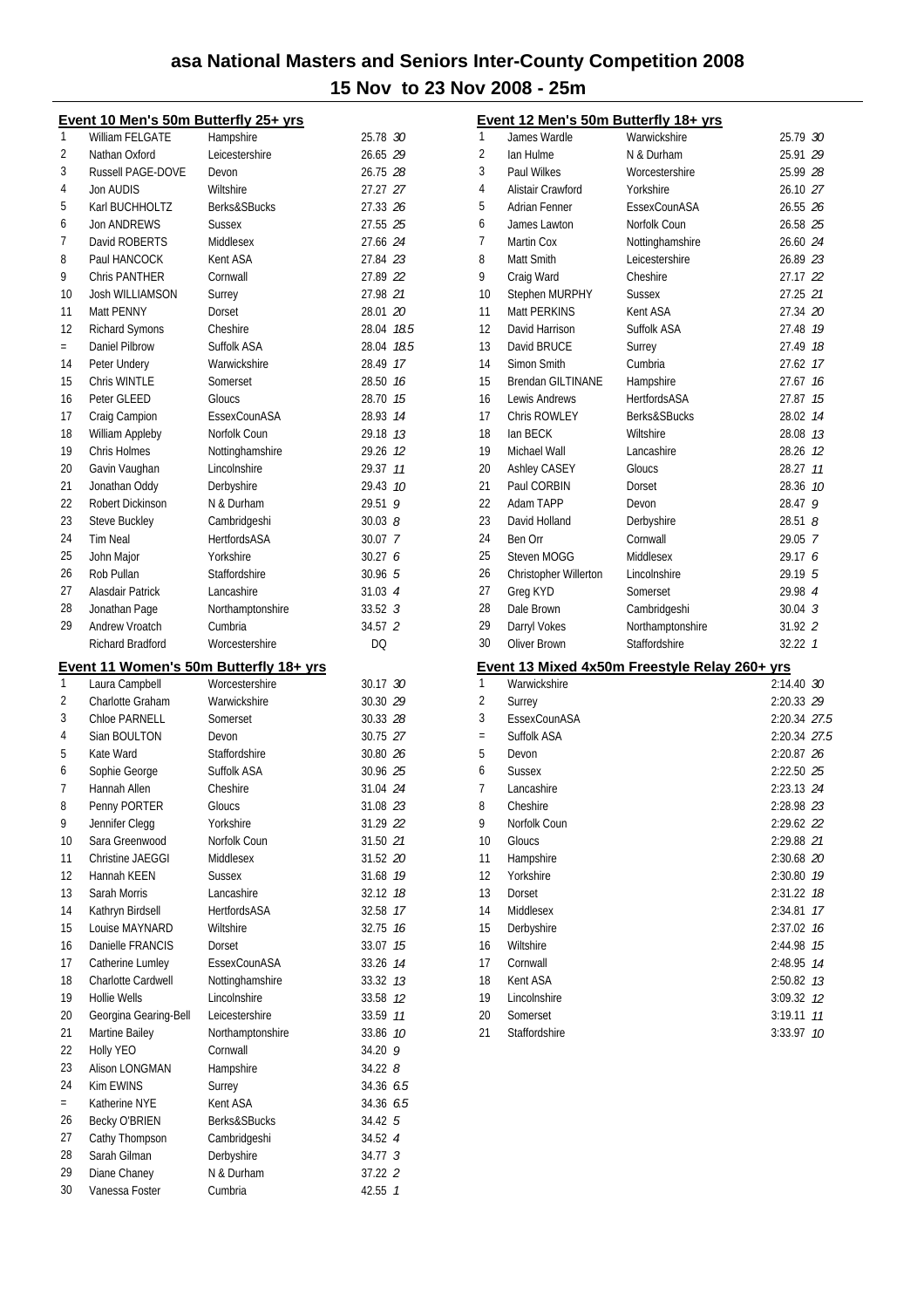# asa National Masters and Seniors Inter-County Competition 2008

## 15 Nov to 23 Nov 2008 - 25m

### Event 10 Men's 50m Butterfly 25+ yrs

| Place | Name | County | Time | Points |
|---|---|---|---|---|
| 1 | William FELGATE | Hampshire | 25.78 | 30 |
| 2 | Nathan Oxford | Leicestershire | 26.65 | 29 |
| 3 | Russell PAGE-DOVE | Devon | 26.75 | 28 |
| 4 | Jon AUDIS | Wiltshire | 27.27 | 27 |
| 5 | Karl BUCHHOLTZ | Berks&SBucks | 27.33 | 26 |
| 6 | Jon ANDREWS | Sussex | 27.55 | 25 |
| 7 | David ROBERTS | Middlesex | 27.66 | 24 |
| 8 | Paul HANCOCK | Kent ASA | 27.84 | 23 |
| 9 | Chris PANTHER | Cornwall | 27.89 | 22 |
| 10 | Josh WILLIAMSON | Surrey | 27.98 | 21 |
| 11 | Matt PENNY | Dorset | 28.01 | 20 |
| 12 | Richard Symons | Cheshire | 28.04 | 18.5 |
| = | Daniel Pilbrow | Suffolk ASA | 28.04 | 18.5 |
| 14 | Peter Undery | Warwickshire | 28.49 | 17 |
| 15 | Chris WINTLE | Somerset | 28.50 | 16 |
| 16 | Peter GLEED | Gloucs | 28.70 | 15 |
| 17 | Craig Campion | EssexCounASA | 28.93 | 14 |
| 18 | William Appleby | Norfolk Coun | 29.18 | 13 |
| 19 | Chris Holmes | Nottinghamshire | 29.26 | 12 |
| 20 | Gavin Vaughan | Lincolnshire | 29.37 | 11 |
| 21 | Jonathan Oddy | Derbyshire | 29.43 | 10 |
| 22 | Robert Dickinson | N & Durham | 29.51 | 9 |
| 23 | Steve Buckley | Cambridgeshi | 30.03 | 8 |
| 24 | Tim Neal | HertfordsASA | 30.07 | 7 |
| 25 | John Major | Yorkshire | 30.27 | 6 |
| 26 | Rob Pullan | Staffordshire | 30.96 | 5 |
| 27 | Alasdair Patrick | Lancashire | 31.03 | 4 |
| 28 | Jonathan Page | Northamptonshire | 33.52 | 3 |
| 29 | Andrew Vroatch | Cumbria | 34.57 | 2 |
| | Richard Bradford | Worcestershire | DQ | |

### Event 11 Women's 50m Butterfly 18+ yrs

| Place | Name | County | Time | Points |
|---|---|---|---|---|
| 1 | Laura Campbell | Worcestershire | 30.17 | 30 |
| 2 | Charlotte Graham | Warwickshire | 30.30 | 29 |
| 3 | Chloe PARNELL | Somerset | 30.33 | 28 |
| 4 | Sian BOULTON | Devon | 30.75 | 27 |
| 5 | Kate Ward | Staffordshire | 30.80 | 26 |
| 6 | Sophie George | Suffolk ASA | 30.96 | 25 |
| 7 | Hannah Allen | Cheshire | 31.04 | 24 |
| 8 | Penny PORTER | Gloucs | 31.08 | 23 |
| 9 | Jennifer Clegg | Yorkshire | 31.29 | 22 |
| 10 | Sara Greenwood | Norfolk Coun | 31.50 | 21 |
| 11 | Christine JAEGGI | Middlesex | 31.52 | 20 |
| 12 | Hannah KEEN | Sussex | 31.68 | 19 |
| 13 | Sarah Morris | Lancashire | 32.12 | 18 |
| 14 | Kathryn Birdsell | HertfordsASA | 32.58 | 17 |
| 15 | Louise MAYNARD | Wiltshire | 32.75 | 16 |
| 16 | Danielle FRANCIS | Dorset | 33.07 | 15 |
| 17 | Catherine Lumley | EssexCounASA | 33.26 | 14 |
| 18 | Charlotte Cardwell | Nottinghamshire | 33.32 | 13 |
| 19 | Hollie Wells | Lincolnshire | 33.58 | 12 |
| 20 | Georgina Gearing-Bell | Leicestershire | 33.59 | 11 |
| 21 | Martine Bailey | Northamptonshire | 33.86 | 10 |
| 22 | Holly YEO | Cornwall | 34.20 | 9 |
| 23 | Alison LONGMAN | Hampshire | 34.22 | 8 |
| 24 | Kim EWINS | Surrey | 34.36 | 6.5 |
| = | Katherine NYE | Kent ASA | 34.36 | 6.5 |
| 26 | Becky O'BRIEN | Berks&SBucks | 34.42 | 5 |
| 27 | Cathy Thompson | Cambridgeshi | 34.52 | 4 |
| 28 | Sarah Gilman | Derbyshire | 34.77 | 3 |
| 29 | Diane Chaney | N & Durham | 37.22 | 2 |
| 30 | Vanessa Foster | Cumbria | 42.55 | 1 |

### Event 12 Men's 50m Butterfly 18+ yrs

| Place | Name | County | Time | Points |
|---|---|---|---|---|
| 1 | James Wardle | Warwickshire | 25.79 | 30 |
| 2 | Ian Hulme | N & Durham | 25.91 | 29 |
| 3 | Paul Wilkes | Worcestershire | 25.99 | 28 |
| 4 | Alistair Crawford | Yorkshire | 26.10 | 27 |
| 5 | Adrian Fenner | EssexCounASA | 26.55 | 26 |
| 6 | James Lawton | Norfolk Coun | 26.58 | 25 |
| 7 | Martin Cox | Nottinghamshire | 26.60 | 24 |
| 8 | Matt Smith | Leicestershire | 26.89 | 23 |
| 9 | Craig Ward | Cheshire | 27.17 | 22 |
| 10 | Stephen MURPHY | Sussex | 27.25 | 21 |
| 11 | Matt PERKINS | Kent ASA | 27.34 | 20 |
| 12 | David Harrison | Suffolk ASA | 27.48 | 19 |
| 13 | David BRUCE | Surrey | 27.49 | 18 |
| 14 | Simon Smith | Cumbria | 27.62 | 17 |
| 15 | Brendan GILTINANE | Hampshire | 27.67 | 16 |
| 16 | Lewis Andrews | HertfordsASA | 27.87 | 15 |
| 17 | Chris ROWLEY | Berks&SBucks | 28.02 | 14 |
| 18 | Ian BECK | Wiltshire | 28.08 | 13 |
| 19 | Michael Wall | Lancashire | 28.26 | 12 |
| 20 | Ashley CASEY | Gloucs | 28.27 | 11 |
| 21 | Paul CORBIN | Dorset | 28.36 | 10 |
| 22 | Adam TAPP | Devon | 28.47 | 9 |
| 23 | David Holland | Derbyshire | 28.51 | 8 |
| 24 | Ben Orr | Cornwall | 29.05 | 7 |
| 25 | Steven MOGG | Middlesex | 29.17 | 6 |
| 26 | Christopher Willerton | Lincolnshire | 29.19 | 5 |
| 27 | Greg KYD | Somerset | 29.98 | 4 |
| 28 | Dale Brown | Cambridgeshi | 30.04 | 3 |
| 29 | Darryl Vokes | Northamptonshire | 31.92 | 2 |
| 30 | Oliver Brown | Staffordshire | 32.22 | 1 |

### Event 13 Mixed 4x50m Freestyle Relay 260+ yrs

| Place | Team | Time | Points |
|---|---|---|---|
| 1 | Warwickshire | 2:14.40 | 30 |
| 2 | Surrey | 2:20.33 | 29 |
| 3 | EssexCounASA | 2:20.34 | 27.5 |
| = | Suffolk ASA | 2:20.34 | 27.5 |
| 5 | Devon | 2:20.87 | 26 |
| 6 | Sussex | 2:22.50 | 25 |
| 7 | Lancashire | 2:23.13 | 24 |
| 8 | Cheshire | 2:28.98 | 23 |
| 9 | Norfolk Coun | 2:29.62 | 22 |
| 10 | Gloucs | 2:29.88 | 21 |
| 11 | Hampshire | 2:30.68 | 20 |
| 12 | Yorkshire | 2:30.80 | 19 |
| 13 | Dorset | 2:31.22 | 18 |
| 14 | Middlesex | 2:34.81 | 17 |
| 15 | Derbyshire | 2:37.02 | 16 |
| 16 | Wiltshire | 2:44.98 | 15 |
| 17 | Cornwall | 2:48.95 | 14 |
| 18 | Kent ASA | 2:50.82 | 13 |
| 19 | Lincolnshire | 3:09.32 | 12 |
| 20 | Somerset | 3:19.11 | 11 |
| 21 | Staffordshire | 3:33.97 | 10 |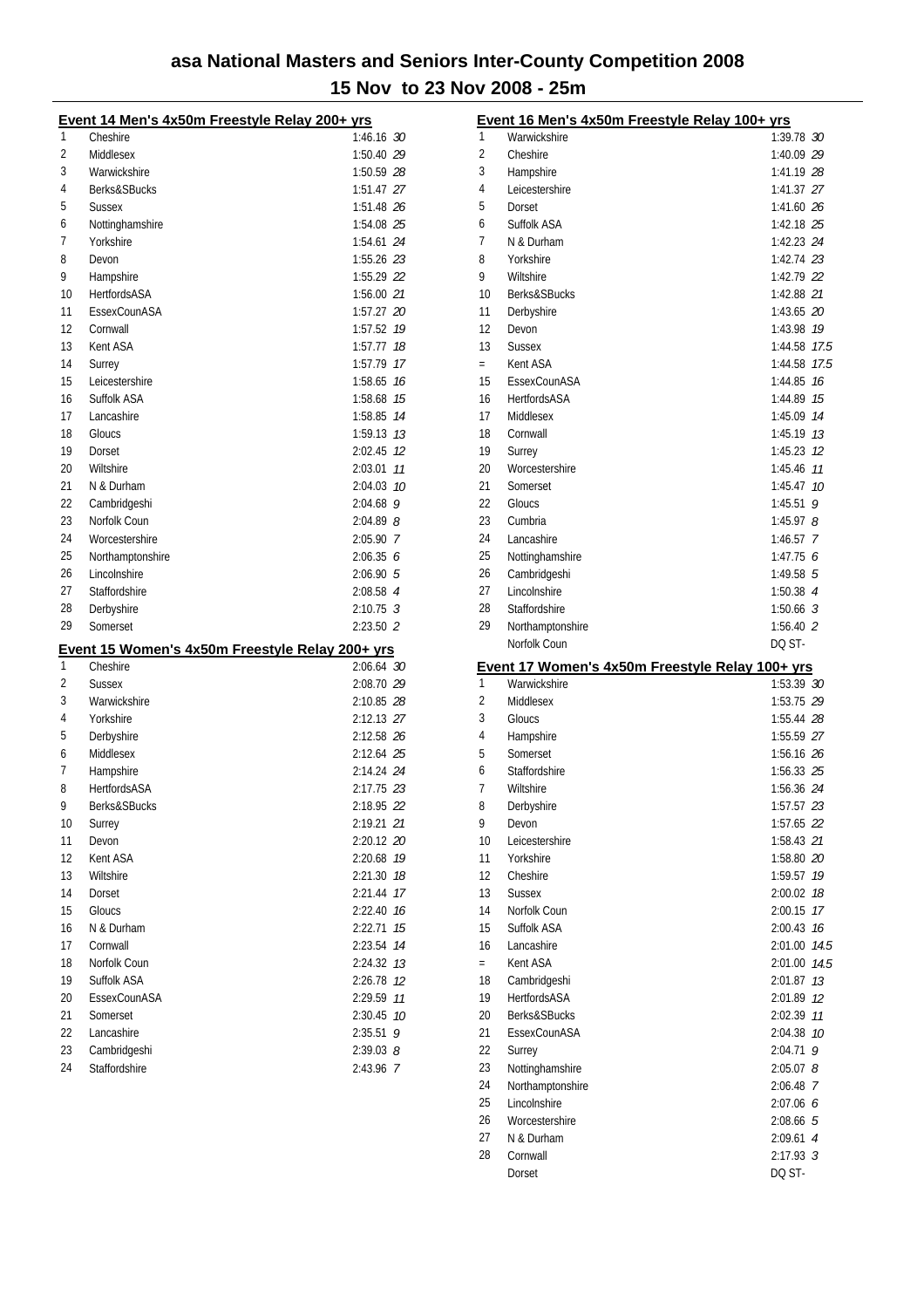# asa National Masters and Seniors Inter-County Competition 2008

## 15 Nov to 23 Nov 2008 - 25m

### Event 14 Men's 4x50m Freestyle Relay 200+ yrs

| Place | Team | Time | Points |
|---|---|---|---|
| 1 | Cheshire | 1:46.16 | 30 |
| 2 | Middlesex | 1:50.40 | 29 |
| 3 | Warwickshire | 1:50.59 | 28 |
| 4 | Berks&SBucks | 1:51.47 | 27 |
| 5 | Sussex | 1:51.48 | 26 |
| 6 | Nottinghamshire | 1:54.08 | 25 |
| 7 | Yorkshire | 1:54.61 | 24 |
| 8 | Devon | 1:55.26 | 23 |
| 9 | Hampshire | 1:55.29 | 22 |
| 10 | HertfordsASA | 1:56.00 | 21 |
| 11 | EssexCounASA | 1:57.27 | 20 |
| 12 | Cornwall | 1:57.52 | 19 |
| 13 | Kent ASA | 1:57.77 | 18 |
| 14 | Surrey | 1:57.79 | 17 |
| 15 | Leicestershire | 1:58.65 | 16 |
| 16 | Suffolk ASA | 1:58.68 | 15 |
| 17 | Lancashire | 1:58.85 | 14 |
| 18 | Gloucs | 1:59.13 | 13 |
| 19 | Dorset | 2:02.45 | 12 |
| 20 | Wiltshire | 2:03.01 | 11 |
| 21 | N & Durham | 2:04.03 | 10 |
| 22 | Cambridgeshi | 2:04.68 | 9 |
| 23 | Norfolk Coun | 2:04.89 | 8 |
| 24 | Worcestershire | 2:05.90 | 7 |
| 25 | Northamptonshire | 2:06.35 | 6 |
| 26 | Lincolnshire | 2:06.90 | 5 |
| 27 | Staffordshire | 2:08.58 | 4 |
| 28 | Derbyshire | 2:10.75 | 3 |
| 29 | Somerset | 2:23.50 | 2 |

### Event 15 Women's 4x50m Freestyle Relay 200+ yrs

| Place | Team | Time | Points |
|---|---|---|---|
| 1 | Cheshire | 2:06.64 | 30 |
| 2 | Sussex | 2:08.70 | 29 |
| 3 | Warwickshire | 2:10.85 | 28 |
| 4 | Yorkshire | 2:12.13 | 27 |
| 5 | Derbyshire | 2:12.58 | 26 |
| 6 | Middlesex | 2:12.64 | 25 |
| 7 | Hampshire | 2:14.24 | 24 |
| 8 | HertfordsASA | 2:17.75 | 23 |
| 9 | Berks&SBucks | 2:18.95 | 22 |
| 10 | Surrey | 2:19.21 | 21 |
| 11 | Devon | 2:20.12 | 20 |
| 12 | Kent ASA | 2:20.68 | 19 |
| 13 | Wiltshire | 2:21.30 | 18 |
| 14 | Dorset | 2:21.44 | 17 |
| 15 | Gloucs | 2:22.40 | 16 |
| 16 | N & Durham | 2:22.71 | 15 |
| 17 | Cornwall | 2:23.54 | 14 |
| 18 | Norfolk Coun | 2:24.32 | 13 |
| 19 | Suffolk ASA | 2:26.78 | 12 |
| 20 | EssexCounASA | 2:29.59 | 11 |
| 21 | Somerset | 2:30.45 | 10 |
| 22 | Lancashire | 2:35.51 | 9 |
| 23 | Cambridgeshi | 2:39.03 | 8 |
| 24 | Staffordshire | 2:43.96 | 7 |

### Event 16 Men's 4x50m Freestyle Relay 100+ yrs

| Place | Team | Time | Points |
|---|---|---|---|
| 1 | Warwickshire | 1:39.78 | 30 |
| 2 | Cheshire | 1:40.09 | 29 |
| 3 | Hampshire | 1:41.19 | 28 |
| 4 | Leicestershire | 1:41.37 | 27 |
| 5 | Dorset | 1:41.60 | 26 |
| 6 | Suffolk ASA | 1:42.18 | 25 |
| 7 | N & Durham | 1:42.23 | 24 |
| 8 | Yorkshire | 1:42.74 | 23 |
| 9 | Wiltshire | 1:42.79 | 22 |
| 10 | Berks&SBucks | 1:42.88 | 21 |
| 11 | Derbyshire | 1:43.65 | 20 |
| 12 | Devon | 1:43.98 | 19 |
| 13 | Sussex | 1:44.58 | 17.5 |
| = | Kent ASA | 1:44.58 | 17.5 |
| 15 | EssexCounASA | 1:44.85 | 16 |
| 16 | HertfordsASA | 1:44.89 | 15 |
| 17 | Middlesex | 1:45.09 | 14 |
| 18 | Cornwall | 1:45.19 | 13 |
| 19 | Surrey | 1:45.23 | 12 |
| 20 | Worcestershire | 1:45.46 | 11 |
| 21 | Somerset | 1:45.47 | 10 |
| 22 | Gloucs | 1:45.51 | 9 |
| 23 | Cumbria | 1:45.97 | 8 |
| 24 | Lancashire | 1:46.57 | 7 |
| 25 | Nottinghamshire | 1:47.75 | 6 |
| 26 | Cambridgeshi | 1:49.58 | 5 |
| 27 | Lincolnshire | 1:50.38 | 4 |
| 28 | Staffordshire | 1:50.66 | 3 |
| 29 | Northamptonshire | 1:56.40 | 2 |
| | Norfolk Coun | DQ ST- | |

### Event 17 Women's 4x50m Freestyle Relay 100+ yrs

| Place | Team | Time | Points |
|---|---|---|---|
| 1 | Warwickshire | 1:53.39 | 30 |
| 2 | Middlesex | 1:53.75 | 29 |
| 3 | Gloucs | 1:55.44 | 28 |
| 4 | Hampshire | 1:55.59 | 27 |
| 5 | Somerset | 1:56.16 | 26 |
| 6 | Staffordshire | 1:56.33 | 25 |
| 7 | Wiltshire | 1:56.36 | 24 |
| 8 | Derbyshire | 1:57.57 | 23 |
| 9 | Devon | 1:57.65 | 22 |
| 10 | Leicestershire | 1:58.43 | 21 |
| 11 | Yorkshire | 1:58.80 | 20 |
| 12 | Cheshire | 1:59.57 | 19 |
| 13 | Sussex | 2:00.02 | 18 |
| 14 | Norfolk Coun | 2:00.15 | 17 |
| 15 | Suffolk ASA | 2:00.43 | 16 |
| 16 | Lancashire | 2:01.00 | 14.5 |
| = | Kent ASA | 2:01.00 | 14.5 |
| 18 | Cambridgeshi | 2:01.87 | 13 |
| 19 | HertfordsASA | 2:01.89 | 12 |
| 20 | Berks&SBucks | 2:02.39 | 11 |
| 21 | EssexCounASA | 2:04.38 | 10 |
| 22 | Surrey | 2:04.71 | 9 |
| 23 | Nottinghamshire | 2:05.07 | 8 |
| 24 | Northamptonshire | 2:06.48 | 7 |
| 25 | Lincolnshire | 2:07.06 | 6 |
| 26 | Worcestershire | 2:08.66 | 5 |
| 27 | N & Durham | 2:09.61 | 4 |
| 28 | Cornwall | 2:17.93 | 3 |
| | Dorset | DQ ST- | |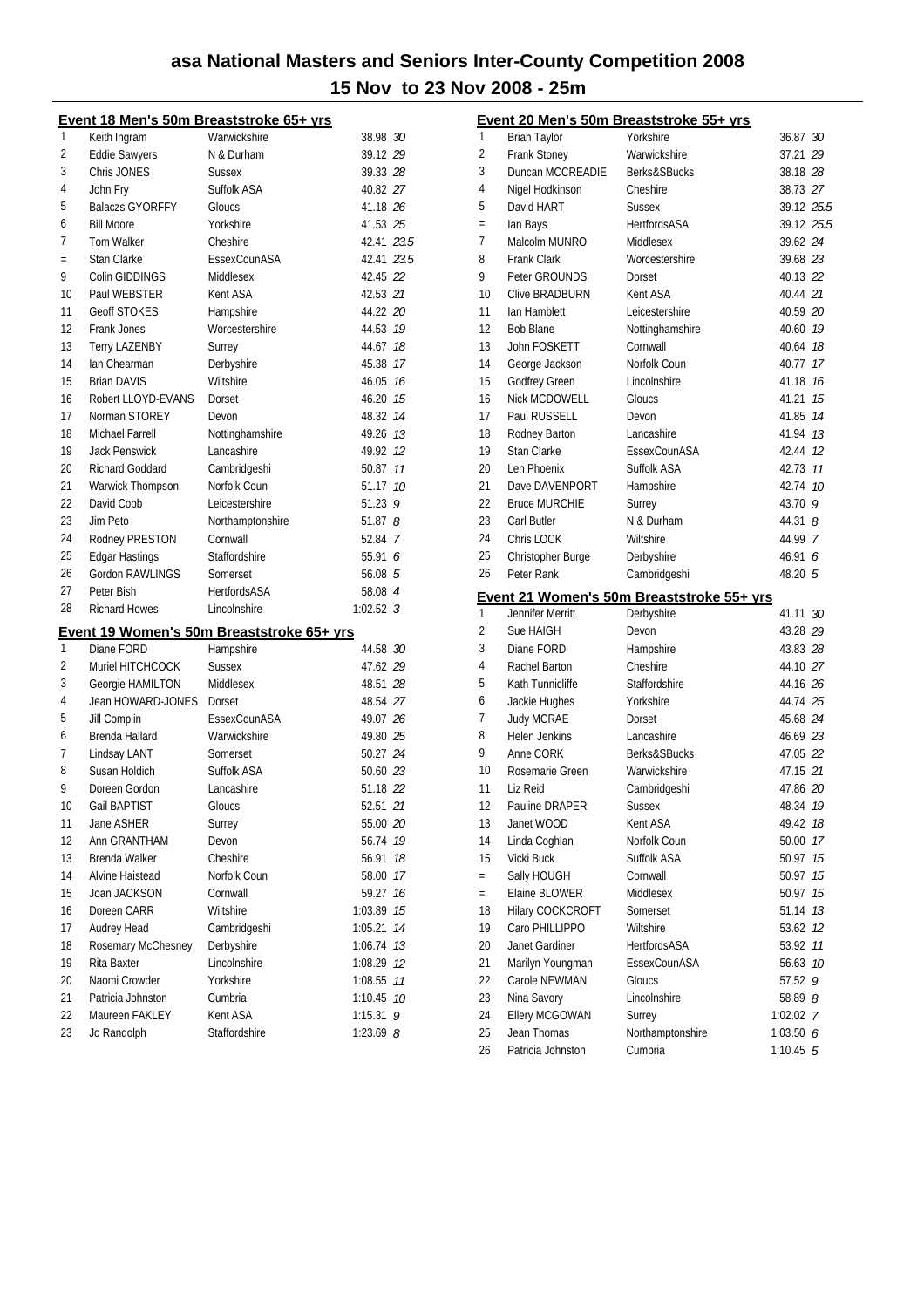# asa National Masters and Seniors Inter-County Competition 2008

## 15 Nov to 23 Nov 2008 - 25m

### Event 18 Men's 50m Breaststroke 65+ yrs

| Place | Name | County | Time | Points |
|---|---|---|---|---|
| 1 | Keith Ingram | Warwickshire | 38.98 | 30 |
| 2 | Eddie Sawyers | N & Durham | 39.12 | 29 |
| 3 | Chris JONES | Sussex | 39.33 | 28 |
| 4 | John Fry | Suffolk ASA | 40.82 | 27 |
| 5 | Balaczs GYORFFY | Gloucs | 41.18 | 26 |
| 6 | Bill Moore | Yorkshire | 41.53 | 25 |
| 7 | Tom Walker | Cheshire | 42.41 | 23.5 |
| = | Stan Clarke | EssexCounASA | 42.41 | 23.5 |
| 9 | Colin GIDDINGS | Middlesex | 42.45 | 22 |
| 10 | Paul WEBSTER | Kent ASA | 42.53 | 21 |
| 11 | Geoff STOKES | Hampshire | 44.22 | 20 |
| 12 | Frank Jones | Worcestershire | 44.53 | 19 |
| 13 | Terry LAZENBY | Surrey | 44.67 | 18 |
| 14 | Ian Chearman | Derbyshire | 45.38 | 17 |
| 15 | Brian DAVIS | Wiltshire | 46.05 | 16 |
| 16 | Robert LLOYD-EVANS | Dorset | 46.20 | 15 |
| 17 | Norman STOREY | Devon | 48.32 | 14 |
| 18 | Michael Farrell | Nottinghamshire | 49.26 | 13 |
| 19 | Jack Penswick | Lancashire | 49.92 | 12 |
| 20 | Richard Goddard | Cambridgeshi | 50.87 | 11 |
| 21 | Warwick Thompson | Norfolk Coun | 51.17 | 10 |
| 22 | David Cobb | Leicestershire | 51.23 | 9 |
| 23 | Jim Peto | Northamptonshire | 51.87 | 8 |
| 24 | Rodney PRESTON | Cornwall | 52.84 | 7 |
| 25 | Edgar Hastings | Staffordshire | 55.91 | 6 |
| 26 | Gordon RAWLINGS | Somerset | 56.08 | 5 |
| 27 | Peter Bish | HertfordsASA | 58.08 | 4 |
| 28 | Richard Howes | Lincolnshire | 1:02.52 | 3 |

### Event 19 Women's 50m Breaststroke 65+ yrs

| Place | Name | County | Time | Points |
|---|---|---|---|---|
| 1 | Diane FORD | Hampshire | 44.58 | 30 |
| 2 | Muriel HITCHCOCK | Sussex | 47.62 | 29 |
| 3 | Georgie HAMILTON | Middlesex | 48.51 | 28 |
| 4 | Jean HOWARD-JONES | Dorset | 48.54 | 27 |
| 5 | Jill Complin | EssexCounASA | 49.07 | 26 |
| 6 | Brenda Hallard | Warwickshire | 49.80 | 25 |
| 7 | Lindsay LANT | Somerset | 50.27 | 24 |
| 8 | Susan Holdich | Suffolk ASA | 50.60 | 23 |
| 9 | Doreen Gordon | Lancashire | 51.18 | 22 |
| 10 | Gail BAPTIST | Gloucs | 52.51 | 21 |
| 11 | Jane ASHER | Surrey | 55.00 | 20 |
| 12 | Ann GRANTHAM | Devon | 56.74 | 19 |
| 13 | Brenda Walker | Cheshire | 56.91 | 18 |
| 14 | Alvine Haistead | Norfolk Coun | 58.00 | 17 |
| 15 | Joan JACKSON | Cornwall | 59.27 | 16 |
| 16 | Doreen CARR | Wiltshire | 1:03.89 | 15 |
| 17 | Audrey Head | Cambridgeshi | 1:05.21 | 14 |
| 18 | Rosemary McChesney | Derbyshire | 1:06.74 | 13 |
| 19 | Rita Baxter | Lincolnshire | 1:08.29 | 12 |
| 20 | Naomi Crowder | Yorkshire | 1:08.55 | 11 |
| 21 | Patricia Johnston | Cumbria | 1:10.45 | 10 |
| 22 | Maureen FAKLEY | Kent ASA | 1:15.31 | 9 |
| 23 | Jo Randolph | Staffordshire | 1:23.69 | 8 |

### Event 20 Men's 50m Breaststroke 55+ yrs

| Place | Name | County | Time | Points |
|---|---|---|---|---|
| 1 | Brian Taylor | Yorkshire | 36.87 | 30 |
| 2 | Frank Stoney | Warwickshire | 37.21 | 29 |
| 3 | Duncan MCCREADIE | Berks&SBucks | 38.18 | 28 |
| 4 | Nigel Hodkinson | Cheshire | 38.73 | 27 |
| 5 | David HART | Sussex | 39.12 | 25.5 |
| = | Ian Bays | HertfordsASA | 39.12 | 25.5 |
| 7 | Malcolm MUNRO | Middlesex | 39.62 | 24 |
| 8 | Frank Clark | Worcestershire | 39.68 | 23 |
| 9 | Peter GROUNDS | Dorset | 40.13 | 22 |
| 10 | Clive BRADBURN | Kent ASA | 40.44 | 21 |
| 11 | Ian Hamblett | Leicestershire | 40.59 | 20 |
| 12 | Bob Blane | Nottinghamshire | 40.60 | 19 |
| 13 | John FOSKETT | Cornwall | 40.64 | 18 |
| 14 | George Jackson | Norfolk Coun | 40.77 | 17 |
| 15 | Godfrey Green | Lincolnshire | 41.18 | 16 |
| 16 | Nick MCDOWELL | Gloucs | 41.21 | 15 |
| 17 | Paul RUSSELL | Devon | 41.85 | 14 |
| 18 | Rodney Barton | Lancashire | 41.94 | 13 |
| 19 | Stan Clarke | EssexCounASA | 42.44 | 12 |
| 20 | Len Phoenix | Suffolk ASA | 42.73 | 11 |
| 21 | Dave DAVENPORT | Hampshire | 42.74 | 10 |
| 22 | Bruce MURCHIE | Surrey | 43.70 | 9 |
| 23 | Carl Butler | N & Durham | 44.31 | 8 |
| 24 | Chris LOCK | Wiltshire | 44.99 | 7 |
| 25 | Christopher Burge | Derbyshire | 46.91 | 6 |
| 26 | Peter Rank | Cambridgeshi | 48.20 | 5 |

### Event 21 Women's 50m Breaststroke 55+ yrs

| Place | Name | County | Time | Points |
|---|---|---|---|---|
| 1 | Jennifer Merritt | Derbyshire | 41.11 | 30 |
| 2 | Sue HAIGH | Devon | 43.28 | 29 |
| 3 | Diane FORD | Hampshire | 43.83 | 28 |
| 4 | Rachel Barton | Cheshire | 44.10 | 27 |
| 5 | Kath Tunnicliffe | Staffordshire | 44.16 | 26 |
| 6 | Jackie Hughes | Yorkshire | 44.74 | 25 |
| 7 | Judy MCRAE | Dorset | 45.68 | 24 |
| 8 | Helen Jenkins | Lancashire | 46.69 | 23 |
| 9 | Anne CORK | Berks&SBucks | 47.05 | 22 |
| 10 | Rosemarie Green | Warwickshire | 47.15 | 21 |
| 11 | Liz Reid | Cambridgeshi | 47.86 | 20 |
| 12 | Pauline DRAPER | Sussex | 48.34 | 19 |
| 13 | Janet WOOD | Kent ASA | 49.42 | 18 |
| 14 | Linda Coghlan | Norfolk Coun | 50.00 | 17 |
| 15 | Vicki Buck | Suffolk ASA | 50.97 | 15 |
| = | Sally HOUGH | Cornwall | 50.97 | 15 |
| = | Elaine BLOWER | Middlesex | 50.97 | 15 |
| 18 | Hilary COCKCROFT | Somerset | 51.14 | 13 |
| 19 | Caro PHILLIPPO | Wiltshire | 53.62 | 12 |
| 20 | Janet Gardiner | HertfordsASA | 53.92 | 11 |
| 21 | Marilyn Youngman | EssexCounASA | 56.63 | 10 |
| 22 | Carole NEWMAN | Gloucs | 57.52 | 9 |
| 23 | Nina Savory | Lincolnshire | 58.89 | 8 |
| 24 | Ellery MCGOWAN | Surrey | 1:02.02 | 7 |
| 25 | Jean Thomas | Northamptonshire | 1:03.50 | 6 |
| 26 | Patricia Johnston | Cumbria | 1:10.45 | 5 |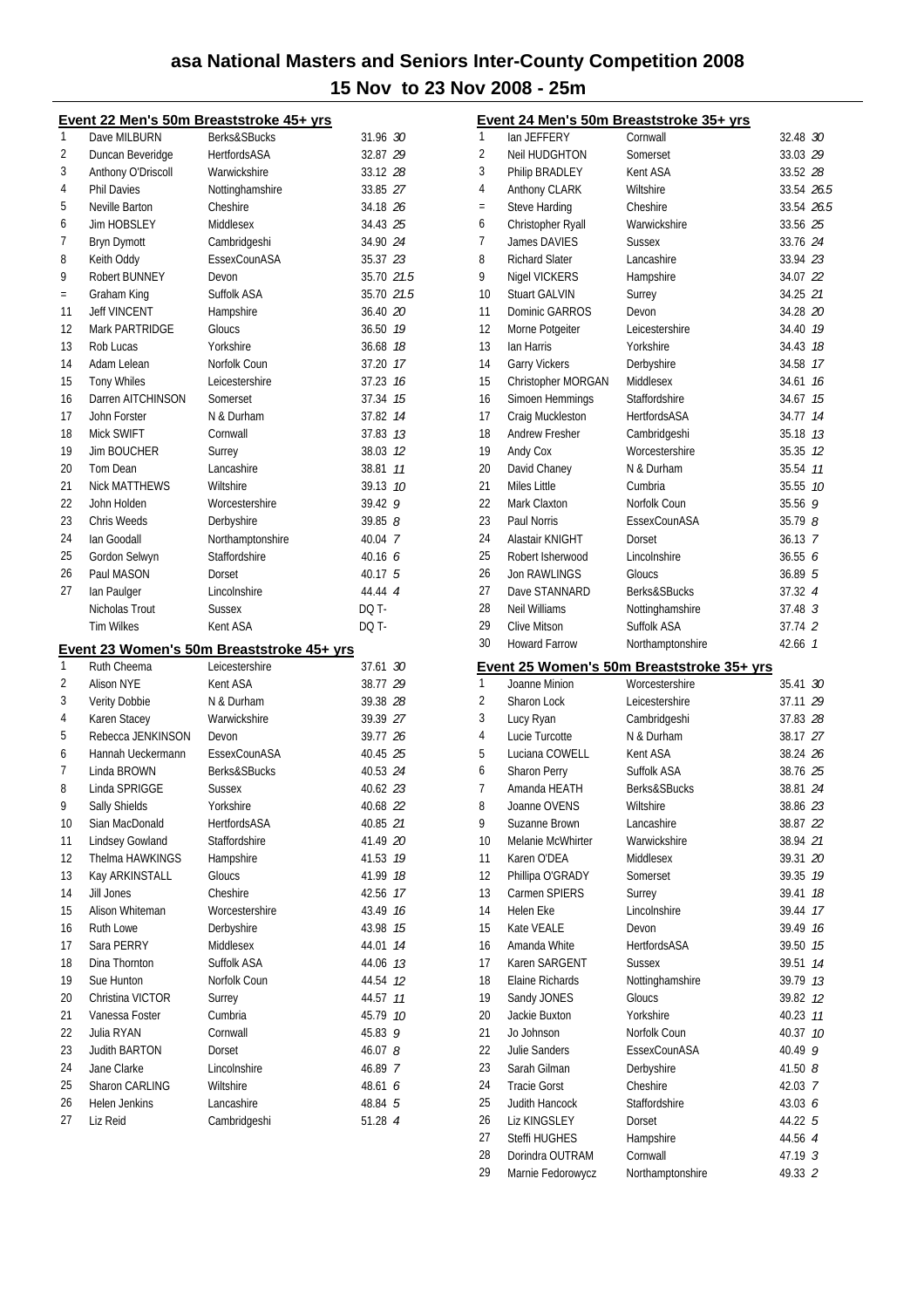# asa National Masters and Seniors Inter-County Competition 2008

## 15 Nov to 23 Nov 2008 - 25m

### Event 22 Men's 50m Breaststroke 45+ yrs

| Place | Name | County | Time | Points |
|---|---|---|---|---|
| 1 | Dave MILBURN | Berks&SBucks | 31.96 | 30 |
| 2 | Duncan Beveridge | HertfordsASA | 32.87 | 29 |
| 3 | Anthony O'Driscoll | Warwickshire | 33.12 | 28 |
| 4 | Phil Davies | Nottinghamshire | 33.85 | 27 |
| 5 | Neville Barton | Cheshire | 34.18 | 26 |
| 6 | Jim HOBSLEY | Middlesex | 34.43 | 25 |
| 7 | Bryn Dymott | Cambridgeshi | 34.90 | 24 |
| 8 | Keith Oddy | EssexCounASA | 35.37 | 23 |
| 9 | Robert BUNNEY | Devon | 35.70 | 21.5 |
| = | Graham King | Suffolk ASA | 35.70 | 21.5 |
| 11 | Jeff VINCENT | Hampshire | 36.40 | 20 |
| 12 | Mark PARTRIDGE | Gloucs | 36.50 | 19 |
| 13 | Rob Lucas | Yorkshire | 36.68 | 18 |
| 14 | Adam Lelean | Norfolk Coun | 37.20 | 17 |
| 15 | Tony Whiles | Leicestershire | 37.23 | 16 |
| 16 | Darren AITCHINSON | Somerset | 37.34 | 15 |
| 17 | John Forster | N & Durham | 37.82 | 14 |
| 18 | Mick SWIFT | Cornwall | 37.83 | 13 |
| 19 | Jim BOUCHER | Surrey | 38.03 | 12 |
| 20 | Tom Dean | Lancashire | 38.81 | 11 |
| 21 | Nick MATTHEWS | Wiltshire | 39.13 | 10 |
| 22 | John Holden | Worcestershire | 39.42 | 9 |
| 23 | Chris Weeds | Derbyshire | 39.85 | 8 |
| 24 | Ian Goodall | Northamptonshire | 40.04 | 7 |
| 25 | Gordon Selwyn | Staffordshire | 40.16 | 6 |
| 26 | Paul MASON | Dorset | 40.17 | 5 |
| 27 | Ian Paulger | Lincolnshire | 44.44 | 4 |
| | Nicholas Trout | Sussex | DQ T- | |
| | Tim Wilkes | Kent ASA | DQ T- | |

### Event 23 Women's 50m Breaststroke 45+ yrs

| Place | Name | County | Time | Points |
|---|---|---|---|---|
| 1 | Ruth Cheema | Leicestershire | 37.61 | 30 |
| 2 | Alison NYE | Kent ASA | 38.77 | 29 |
| 3 | Verity Dobbie | N & Durham | 39.38 | 28 |
| 4 | Karen Stacey | Warwickshire | 39.39 | 27 |
| 5 | Rebecca JENKINSON | Devon | 39.77 | 26 |
| 6 | Hannah Ueckermann | EssexCounASA | 40.45 | 25 |
| 7 | Linda BROWN | Berks&SBucks | 40.53 | 24 |
| 8 | Linda SPRIGGE | Sussex | 40.62 | 23 |
| 9 | Sally Shields | Yorkshire | 40.68 | 22 |
| 10 | Sian MacDonald | HertfordsASA | 40.85 | 21 |
| 11 | Lindsey Gowland | Staffordshire | 41.49 | 20 |
| 12 | Thelma HAWKINGS | Hampshire | 41.53 | 19 |
| 13 | Kay ARKINSTALL | Gloucs | 41.99 | 18 |
| 14 | Jill Jones | Cheshire | 42.56 | 17 |
| 15 | Alison Whiteman | Worcestershire | 43.49 | 16 |
| 16 | Ruth Lowe | Derbyshire | 43.98 | 15 |
| 17 | Sara PERRY | Middlesex | 44.01 | 14 |
| 18 | Dina Thornton | Suffolk ASA | 44.06 | 13 |
| 19 | Sue Hunton | Norfolk Coun | 44.54 | 12 |
| 20 | Christina VICTOR | Surrey | 44.57 | 11 |
| 21 | Vanessa Foster | Cumbria | 45.79 | 10 |
| 22 | Julia RYAN | Cornwall | 45.83 | 9 |
| 23 | Judith BARTON | Dorset | 46.07 | 8 |
| 24 | Jane Clarke | Lincolnshire | 46.89 | 7 |
| 25 | Sharon CARLING | Wiltshire | 48.61 | 6 |
| 26 | Helen Jenkins | Lancashire | 48.84 | 5 |
| 27 | Liz Reid | Cambridgeshi | 51.28 | 4 |

### Event 24 Men's 50m Breaststroke 35+ yrs

| Place | Name | County | Time | Points |
|---|---|---|---|---|
| 1 | Ian JEFFERY | Cornwall | 32.48 | 30 |
| 2 | Neil HUDGHTON | Somerset | 33.03 | 29 |
| 3 | Philip BRADLEY | Kent ASA | 33.52 | 28 |
| 4 | Anthony CLARK | Wiltshire | 33.54 | 26.5 |
| = | Steve Harding | Cheshire | 33.54 | 26.5 |
| 6 | Christopher Ryall | Warwickshire | 33.56 | 25 |
| 7 | James DAVIES | Sussex | 33.76 | 24 |
| 8 | Richard Slater | Lancashire | 33.94 | 23 |
| 9 | Nigel VICKERS | Hampshire | 34.07 | 22 |
| 10 | Stuart GALVIN | Surrey | 34.25 | 21 |
| 11 | Dominic GARROS | Devon | 34.28 | 20 |
| 12 | Morne Potgeiter | Leicestershire | 34.40 | 19 |
| 13 | Ian Harris | Yorkshire | 34.43 | 18 |
| 14 | Garry Vickers | Derbyshire | 34.58 | 17 |
| 15 | Christopher MORGAN | Middlesex | 34.61 | 16 |
| 16 | Simoen Hemmings | Staffordshire | 34.67 | 15 |
| 17 | Craig Muckleston | HertfordsASA | 34.77 | 14 |
| 18 | Andrew Fresher | Cambridgeshi | 35.18 | 13 |
| 19 | Andy Cox | Worcestershire | 35.35 | 12 |
| 20 | David Chaney | N & Durham | 35.54 | 11 |
| 21 | Miles Little | Cumbria | 35.55 | 10 |
| 22 | Mark Claxton | Norfolk Coun | 35.56 | 9 |
| 23 | Paul Norris | EssexCounASA | 35.79 | 8 |
| 24 | Alastair KNIGHT | Dorset | 36.13 | 7 |
| 25 | Robert Isherwood | Lincolnshire | 36.55 | 6 |
| 26 | Jon RAWLINGS | Gloucs | 36.89 | 5 |
| 27 | Dave STANNARD | Berks&SBucks | 37.32 | 4 |
| 28 | Neil Williams | Nottinghamshire | 37.48 | 3 |
| 29 | Clive Mitson | Suffolk ASA | 37.74 | 2 |
| 30 | Howard Farrow | Northamptonshire | 42.66 | 1 |

### Event 25 Women's 50m Breaststroke 35+ yrs

| Place | Name | County | Time | Points |
|---|---|---|---|---|
| 1 | Joanne Minion | Worcestershire | 35.41 | 30 |
| 2 | Sharon Lock | Leicestershire | 37.11 | 29 |
| 3 | Lucy Ryan | Cambridgeshi | 37.83 | 28 |
| 4 | Lucie Turcotte | N & Durham | 38.17 | 27 |
| 5 | Luciana COWELL | Kent ASA | 38.24 | 26 |
| 6 | Sharon Perry | Suffolk ASA | 38.76 | 25 |
| 7 | Amanda HEATH | Berks&SBucks | 38.81 | 24 |
| 8 | Joanne OVENS | Wiltshire | 38.86 | 23 |
| 9 | Suzanne Brown | Lancashire | 38.87 | 22 |
| 10 | Melanie McWhirter | Warwickshire | 38.94 | 21 |
| 11 | Karen O'DEA | Middlesex | 39.31 | 20 |
| 12 | Phillipa O'GRADY | Somerset | 39.35 | 19 |
| 13 | Carmen SPIERS | Surrey | 39.41 | 18 |
| 14 | Helen Eke | Lincolnshire | 39.44 | 17 |
| 15 | Kate VEALE | Devon | 39.49 | 16 |
| 16 | Amanda White | HertfordsASA | 39.50 | 15 |
| 17 | Karen SARGENT | Sussex | 39.51 | 14 |
| 18 | Elaine Richards | Nottinghamshire | 39.79 | 13 |
| 19 | Sandy JONES | Gloucs | 39.82 | 12 |
| 20 | Jackie Buxton | Yorkshire | 40.23 | 11 |
| 21 | Jo Johnson | Norfolk Coun | 40.37 | 10 |
| 22 | Julie Sanders | EssexCounASA | 40.49 | 9 |
| 23 | Sarah Gilman | Derbyshire | 41.50 | 8 |
| 24 | Tracie Gorst | Cheshire | 42.03 | 7 |
| 25 | Judith Hancock | Staffordshire | 43.03 | 6 |
| 26 | Liz KINGSLEY | Dorset | 44.22 | 5 |
| 27 | Steffi HUGHES | Hampshire | 44.56 | 4 |
| 28 | Dorindra OUTRAM | Cornwall | 47.19 | 3 |
| 29 | Marnie Fedorowycz | Northamptonshire | 49.33 | 2 |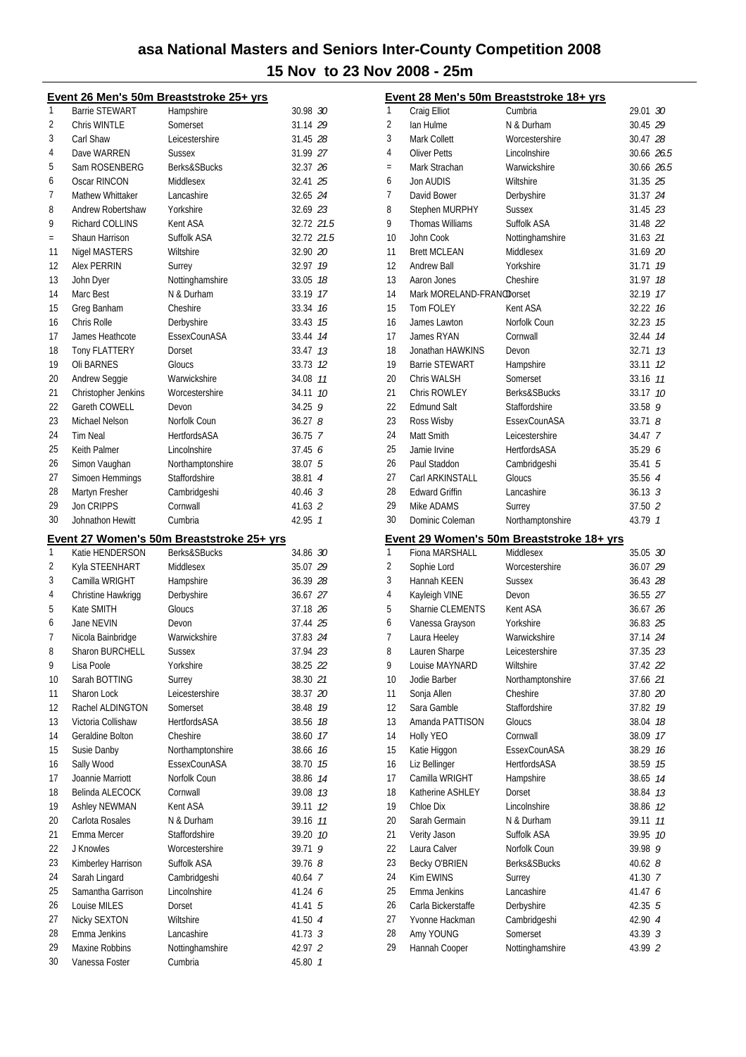# asa National Masters and Seniors Inter-County Competition 2008

## 15 Nov to 23 Nov 2008 - 25m

### Event 26 Men's 50m Breaststroke 25+ yrs

| Place | Name | County | Time | Points |
|---|---|---|---|---|
| 1 | Barrie STEWART | Hampshire | 30.98 | 30 |
| 2 | Chris WINTLE | Somerset | 31.14 | 29 |
| 3 | Carl Shaw | Leicestershire | 31.45 | 28 |
| 4 | Dave WARREN | Sussex | 31.99 | 27 |
| 5 | Sam ROSENBERG | Berks&SBucks | 32.37 | 26 |
| 6 | Oscar RINCON | Middlesex | 32.41 | 25 |
| 7 | Mathew Whittaker | Lancashire | 32.65 | 24 |
| 8 | Andrew Robertshaw | Yorkshire | 32.69 | 23 |
| 9 | Richard COLLINS | Kent ASA | 32.72 | 21.5 |
| = | Shaun Harrison | Suffolk ASA | 32.72 | 21.5 |
| 11 | Nigel MASTERS | Wiltshire | 32.90 | 20 |
| 12 | Alex PERRIN | Surrey | 32.97 | 19 |
| 13 | John Dyer | Nottinghamshire | 33.05 | 18 |
| 14 | Marc Best | N & Durham | 33.19 | 17 |
| 15 | Greg Banham | Cheshire | 33.34 | 16 |
| 16 | Chris Rolle | Derbyshire | 33.43 | 15 |
| 17 | James Heathcote | EssexCounASA | 33.44 | 14 |
| 18 | Tony FLATTERY | Dorset | 33.47 | 13 |
| 19 | Oli BARNES | Gloucs | 33.73 | 12 |
| 20 | Andrew Seggie | Warwickshire | 34.08 | 11 |
| 21 | Christopher Jenkins | Worcestershire | 34.11 | 10 |
| 22 | Gareth COWELL | Devon | 34.25 | 9 |
| 23 | Michael Nelson | Norfolk Coun | 36.27 | 8 |
| 24 | Tim Neal | HertfordsASA | 36.75 | 7 |
| 25 | Keith Palmer | Lincolnshire | 37.45 | 6 |
| 26 | Simon Vaughan | Northamptonshire | 38.07 | 5 |
| 27 | Simoen Hemmings | Staffordshire | 38.81 | 4 |
| 28 | Martyn Fresher | Cambridgeshi | 40.46 | 3 |
| 29 | Jon CRIPPS | Cornwall | 41.63 | 2 |
| 30 | Johnathon Hewitt | Cumbria | 42.95 | 1 |

### Event 27 Women's 50m Breaststroke 25+ yrs

| Place | Name | County | Time | Points |
|---|---|---|---|---|
| 1 | Katie HENDERSON | Berks&SBucks | 34.86 | 30 |
| 2 | Kyla STEENHART | Middlesex | 35.07 | 29 |
| 3 | Camilla WRIGHT | Hampshire | 36.39 | 28 |
| 4 | Christine Hawkrigg | Derbyshire | 36.67 | 27 |
| 5 | Kate SMITH | Gloucs | 37.18 | 26 |
| 6 | Jane NEVIN | Devon | 37.44 | 25 |
| 7 | Nicola Bainbridge | Warwickshire | 37.83 | 24 |
| 8 | Sharon BURCHELL | Sussex | 37.94 | 23 |
| 9 | Lisa Poole | Yorkshire | 38.25 | 22 |
| 10 | Sarah BOTTING | Surrey | 38.30 | 21 |
| 11 | Sharon Lock | Leicestershire | 38.37 | 20 |
| 12 | Rachel ALDINGTON | Somerset | 38.48 | 19 |
| 13 | Victoria Collishaw | HertfordsASA | 38.56 | 18 |
| 14 | Geraldine Bolton | Cheshire | 38.60 | 17 |
| 15 | Susie Danby | Northamptonshire | 38.66 | 16 |
| 16 | Sally Wood | EssexCounASA | 38.70 | 15 |
| 17 | Joannie Marriott | Norfolk Coun | 38.86 | 14 |
| 18 | Belinda ALECOCK | Cornwall | 39.08 | 13 |
| 19 | Ashley NEWMAN | Kent ASA | 39.11 | 12 |
| 20 | Carlota Rosales | N & Durham | 39.16 | 11 |
| 21 | Emma Mercer | Staffordshire | 39.20 | 10 |
| 22 | J Knowles | Worcestershire | 39.71 | 9 |
| 23 | Kimberley Harrison | Suffolk ASA | 39.76 | 8 |
| 24 | Sarah Lingard | Cambridgeshi | 40.64 | 7 |
| 25 | Samantha Garrison | Lincolnshire | 41.24 | 6 |
| 26 | Louise MILES | Dorset | 41.41 | 5 |
| 27 | Nicky SEXTON | Wiltshire | 41.50 | 4 |
| 28 | Emma Jenkins | Lancashire | 41.73 | 3 |
| 29 | Maxine Robbins | Nottinghamshire | 42.97 | 2 |
| 30 | Vanessa Foster | Cumbria | 45.80 | 1 |

### Event 28 Men's 50m Breaststroke 18+ yrs

| Place | Name | County | Time | Points |
|---|---|---|---|---|
| 1 | Craig Elliot | Cumbria | 29.01 | 30 |
| 2 | Ian Hulme | N & Durham | 30.45 | 29 |
| 3 | Mark Collett | Worcestershire | 30.47 | 28 |
| 4 | Oliver Petts | Lincolnshire | 30.66 | 26.5 |
| = | Mark Strachan | Warwickshire | 30.66 | 26.5 |
| 6 | Jon AUDIS | Wiltshire | 31.35 | 25 |
| 7 | David Bower | Derbyshire | 31.37 | 24 |
| 8 | Stephen MURPHY | Sussex | 31.45 | 23 |
| 9 | Thomas Williams | Suffolk ASA | 31.48 | 22 |
| 10 | John Cook | Nottinghamshire | 31.63 | 21 |
| 11 | Brett MCLEAN | Middlesex | 31.69 | 20 |
| 12 | Andrew Ball | Yorkshire | 31.71 | 19 |
| 13 | Aaron Jones | Cheshire | 31.97 | 18 |
| 14 | Mark MORELAND-FRANCO | Dorset | 32.19 | 17 |
| 15 | Tom FOLEY | Kent ASA | 32.22 | 16 |
| 16 | James Lawton | Norfolk Coun | 32.23 | 15 |
| 17 | James RYAN | Cornwall | 32.44 | 14 |
| 18 | Jonathan HAWKINS | Devon | 32.71 | 13 |
| 19 | Barrie STEWART | Hampshire | 33.11 | 12 |
| 20 | Chris WALSH | Somerset | 33.16 | 11 |
| 21 | Chris ROWLEY | Berks&SBucks | 33.17 | 10 |
| 22 | Edmund Salt | Staffordshire | 33.58 | 9 |
| 23 | Ross Wisby | EssexCounASA | 33.71 | 8 |
| 24 | Matt Smith | Leicestershire | 34.47 | 7 |
| 25 | Jamie Irvine | HertfordsASA | 35.29 | 6 |
| 26 | Paul Staddon | Cambridgeshi | 35.41 | 5 |
| 27 | Carl ARKINSTALL | Gloucs | 35.56 | 4 |
| 28 | Edward Griffin | Lancashire | 36.13 | 3 |
| 29 | Mike ADAMS | Surrey | 37.50 | 2 |
| 30 | Dominic Coleman | Northamptonshire | 43.79 | 1 |

### Event 29 Women's 50m Breaststroke 18+ yrs

| Place | Name | County | Time | Points |
|---|---|---|---|---|
| 1 | Fiona MARSHALL | Middlesex | 35.05 | 30 |
| 2 | Sophie Lord | Worcestershire | 36.07 | 29 |
| 3 | Hannah KEEN | Sussex | 36.43 | 28 |
| 4 | Kayleigh VINE | Devon | 36.55 | 27 |
| 5 | Sharnie CLEMENTS | Kent ASA | 36.67 | 26 |
| 6 | Vanessa Grayson | Yorkshire | 36.83 | 25 |
| 7 | Laura Heeley | Warwickshire | 37.14 | 24 |
| 8 | Lauren Sharpe | Leicestershire | 37.35 | 23 |
| 9 | Louise MAYNARD | Wiltshire | 37.42 | 22 |
| 10 | Jodie Barber | Northamptonshire | 37.66 | 21 |
| 11 | Sonja Allen | Cheshire | 37.80 | 20 |
| 12 | Sara Gamble | Staffordshire | 37.82 | 19 |
| 13 | Amanda PATTISON | Gloucs | 38.04 | 18 |
| 14 | Holly YEO | Cornwall | 38.09 | 17 |
| 15 | Katie Higgon | EssexCounASA | 38.29 | 16 |
| 16 | Liz Bellinger | HertfordsASA | 38.59 | 15 |
| 17 | Camilla WRIGHT | Hampshire | 38.65 | 14 |
| 18 | Katherine ASHLEY | Dorset | 38.84 | 13 |
| 19 | Chloe Dix | Lincolnshire | 38.86 | 12 |
| 20 | Sarah Germain | N & Durham | 39.11 | 11 |
| 21 | Verity Jason | Suffolk ASA | 39.95 | 10 |
| 22 | Laura Calver | Norfolk Coun | 39.98 | 9 |
| 23 | Becky O'BRIEN | Berks&SBucks | 40.62 | 8 |
| 24 | Kim EWINS | Surrey | 41.30 | 7 |
| 25 | Emma Jenkins | Lancashire | 41.47 | 6 |
| 26 | Carla Bickerstaffe | Derbyshire | 42.35 | 5 |
| 27 | Yvonne Hackman | Cambridgeshi | 42.90 | 4 |
| 28 | Amy YOUNG | Somerset | 43.39 | 3 |
| 29 | Hannah Cooper | Nottinghamshire | 43.99 | 2 |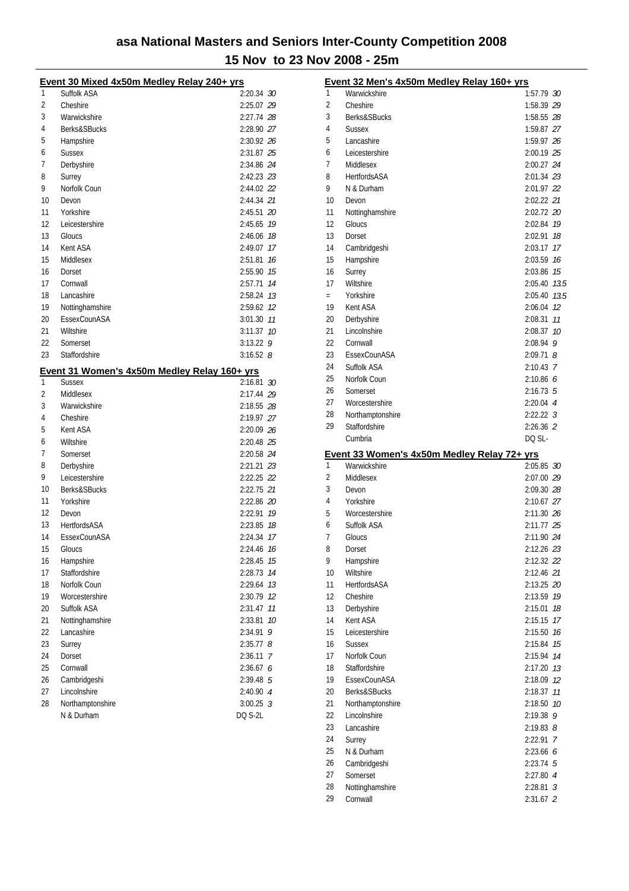# asa National Masters and Seniors Inter-County Competition 2008

## 15 Nov to 23 Nov 2008 - 25m

### Event 30 Mixed 4x50m Medley Relay 240+ yrs

| Place | Team | Time | Points |
|---|---|---|---|
| 1 | Suffolk ASA | 2:20.34 | 30 |
| 2 | Cheshire | 2:25.07 | 29 |
| 3 | Warwickshire | 2:27.74 | 28 |
| 4 | Berks&SBucks | 2:28.90 | 27 |
| 5 | Hampshire | 2:30.92 | 26 |
| 6 | Sussex | 2:31.87 | 25 |
| 7 | Derbyshire | 2:34.86 | 24 |
| 8 | Surrey | 2:42.23 | 23 |
| 9 | Norfolk Coun | 2:44.02 | 22 |
| 10 | Devon | 2:44.34 | 21 |
| 11 | Yorkshire | 2:45.51 | 20 |
| 12 | Leicestershire | 2:45.65 | 19 |
| 13 | Gloucs | 2:46.06 | 18 |
| 14 | Kent ASA | 2:49.07 | 17 |
| 15 | Middlesex | 2:51.81 | 16 |
| 16 | Dorset | 2:55.90 | 15 |
| 17 | Cornwall | 2:57.71 | 14 |
| 18 | Lancashire | 2:58.24 | 13 |
| 19 | Nottinghamshire | 2:59.62 | 12 |
| 20 | EssexCounASA | 3:01.30 | 11 |
| 21 | Wiltshire | 3:11.37 | 10 |
| 22 | Somerset | 3:13.22 | 9 |
| 23 | Staffordshire | 3:16.52 | 8 |

### Event 31 Women's 4x50m Medley Relay 160+ yrs

| Place | Team | Time | Points |
|---|---|---|---|
| 1 | Sussex | 2:16.81 | 30 |
| 2 | Middlesex | 2:17.44 | 29 |
| 3 | Warwickshire | 2:18.55 | 28 |
| 4 | Cheshire | 2:19.97 | 27 |
| 5 | Kent ASA | 2:20.09 | 26 |
| 6 | Wiltshire | 2:20.48 | 25 |
| 7 | Somerset | 2:20.58 | 24 |
| 8 | Derbyshire | 2:21.21 | 23 |
| 9 | Leicestershire | 2:22.25 | 22 |
| 10 | Berks&SBucks | 2:22.75 | 21 |
| 11 | Yorkshire | 2:22.86 | 20 |
| 12 | Devon | 2:22.91 | 19 |
| 13 | HertfordsASA | 2:23.85 | 18 |
| 14 | EssexCounASA | 2:24.34 | 17 |
| 15 | Gloucs | 2:24.46 | 16 |
| 16 | Hampshire | 2:28.45 | 15 |
| 17 | Staffordshire | 2:28.73 | 14 |
| 18 | Norfolk Coun | 2:29.64 | 13 |
| 19 | Worcestershire | 2:30.79 | 12 |
| 20 | Suffolk ASA | 2:31.47 | 11 |
| 21 | Nottinghamshire | 2:33.81 | 10 |
| 22 | Lancashire | 2:34.91 | 9 |
| 23 | Surrey | 2:35.77 | 8 |
| 24 | Dorset | 2:36.11 | 7 |
| 25 | Cornwall | 2:36.67 | 6 |
| 26 | Cambridgeshi | 2:39.48 | 5 |
| 27 | Lincolnshire | 2:40.90 | 4 |
| 28 | Northamptonshire | 3:00.25 | 3 |
| | N & Durham | DQ S-2L | |

### Event 32 Men's 4x50m Medley Relay 160+ yrs

| Place | Team | Time | Points |
|---|---|---|---|
| 1 | Warwickshire | 1:57.79 | 30 |
| 2 | Cheshire | 1:58.39 | 29 |
| 3 | Berks&SBucks | 1:58.55 | 28 |
| 4 | Sussex | 1:59.87 | 27 |
| 5 | Lancashire | 1:59.97 | 26 |
| 6 | Leicestershire | 2:00.19 | 25 |
| 7 | Middlesex | 2:00.27 | 24 |
| 8 | HertfordsASA | 2:01.34 | 23 |
| 9 | N & Durham | 2:01.97 | 22 |
| 10 | Devon | 2:02.22 | 21 |
| 11 | Nottinghamshire | 2:02.72 | 20 |
| 12 | Gloucs | 2:02.84 | 19 |
| 13 | Dorset | 2:02.91 | 18 |
| 14 | Cambridgeshi | 2:03.17 | 17 |
| 15 | Hampshire | 2:03.59 | 16 |
| 16 | Surrey | 2:03.86 | 15 |
| 17 | Wiltshire | 2:05.40 | 13.5 |
| = | Yorkshire | 2:05.40 | 13.5 |
| 19 | Kent ASA | 2:06.04 | 12 |
| 20 | Derbyshire | 2:08.31 | 11 |
| 21 | Lincolnshire | 2:08.37 | 10 |
| 22 | Cornwall | 2:08.94 | 9 |
| 23 | EssexCounASA | 2:09.71 | 8 |
| 24 | Suffolk ASA | 2:10.43 | 7 |
| 25 | Norfolk Coun | 2:10.86 | 6 |
| 26 | Somerset | 2:16.73 | 5 |
| 27 | Worcestershire | 2:20.04 | 4 |
| 28 | Northamptonshire | 2:22.22 | 3 |
| 29 | Staffordshire | 2:26.36 | 2 |
| | Cumbria | DQ SL- | |

### Event 33 Women's 4x50m Medley Relay 72+ yrs

| Place | Team | Time | Points |
|---|---|---|---|
| 1 | Warwickshire | 2:05.85 | 30 |
| 2 | Middlesex | 2:07.00 | 29 |
| 3 | Devon | 2:09.30 | 28 |
| 4 | Yorkshire | 2:10.67 | 27 |
| 5 | Worcestershire | 2:11.30 | 26 |
| 6 | Suffolk ASA | 2:11.77 | 25 |
| 7 | Gloucs | 2:11.90 | 24 |
| 8 | Dorset | 2:12.26 | 23 |
| 9 | Hampshire | 2:12.32 | 22 |
| 10 | Wiltshire | 2:12.46 | 21 |
| 11 | HertfordsASA | 2:13.25 | 20 |
| 12 | Cheshire | 2:13.59 | 19 |
| 13 | Derbyshire | 2:15.01 | 18 |
| 14 | Kent ASA | 2:15.15 | 17 |
| 15 | Leicestershire | 2:15.50 | 16 |
| 16 | Sussex | 2:15.84 | 15 |
| 17 | Norfolk Coun | 2:15.94 | 14 |
| 18 | Staffordshire | 2:17.20 | 13 |
| 19 | EssexCounASA | 2:18.09 | 12 |
| 20 | Berks&SBucks | 2:18.37 | 11 |
| 21 | Northamptonshire | 2:18.50 | 10 |
| 22 | Lincolnshire | 2:19.38 | 9 |
| 23 | Lancashire | 2:19.83 | 8 |
| 24 | Surrey | 2:22.91 | 7 |
| 25 | N & Durham | 2:23.66 | 6 |
| 26 | Cambridgeshi | 2:23.74 | 5 |
| 27 | Somerset | 2:27.80 | 4 |
| 28 | Nottinghamshire | 2:28.81 | 3 |
| 29 | Cornwall | 2:31.67 | 2 |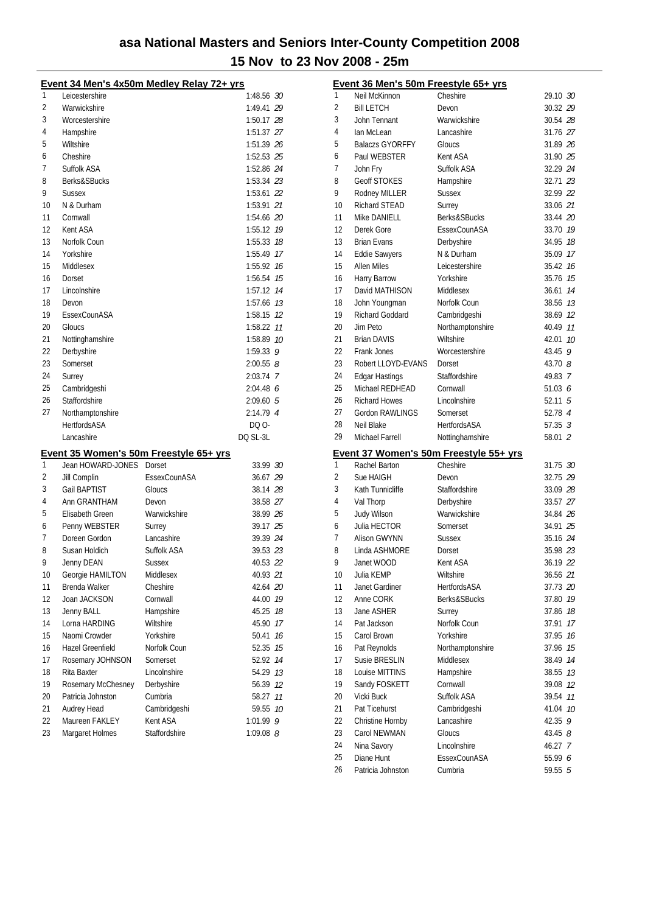# asa National Masters and Seniors Inter-County Competition 2008

## 15 Nov to 23 Nov 2008 - 25m

### Event 34 Men's 4x50m Medley Relay 72+ yrs

| Place | Team | Time | Points |
|---|---|---|---|
| 1 | Leicestershire | 1:48.56 | 30 |
| 2 | Warwickshire | 1:49.41 | 29 |
| 3 | Worcestershire | 1:50.17 | 28 |
| 4 | Hampshire | 1:51.37 | 27 |
| 5 | Wiltshire | 1:51.39 | 26 |
| 6 | Cheshire | 1:52.53 | 25 |
| 7 | Suffolk ASA | 1:52.86 | 24 |
| 8 | Berks&SBucks | 1:53.34 | 23 |
| 9 | Sussex | 1:53.61 | 22 |
| 10 | N & Durham | 1:53.91 | 21 |
| 11 | Cornwall | 1:54.66 | 20 |
| 12 | Kent ASA | 1:55.12 | 19 |
| 13 | Norfolk Coun | 1:55.33 | 18 |
| 14 | Yorkshire | 1:55.49 | 17 |
| 15 | Middlesex | 1:55.92 | 16 |
| 16 | Dorset | 1:56.54 | 15 |
| 17 | Lincolnshire | 1:57.12 | 14 |
| 18 | Devon | 1:57.66 | 13 |
| 19 | EssexCounASA | 1:58.15 | 12 |
| 20 | Gloucs | 1:58.22 | 11 |
| 21 | Nottinghamshire | 1:58.89 | 10 |
| 22 | Derbyshire | 1:59.33 | 9 |
| 23 | Somerset | 2:00.55 | 8 |
| 24 | Surrey | 2:03.74 | 7 |
| 25 | Cambridgeshi | 2:04.48 | 6 |
| 26 | Staffordshire | 2:09.60 | 5 |
| 27 | Northamptonshire | 2:14.79 | 4 |
| | HertfordsASA | DQ O- | |
| | Lancashire | DQ SL-3L | |

### Event 35 Women's 50m Freestyle 65+ yrs

| Place | Name | County | Time | Points |
|---|---|---|---|---|
| 1 | Jean HOWARD-JONES | Dorset | 33.99 | 30 |
| 2 | Jill Complin | EssexCounASA | 36.67 | 29 |
| 3 | Gail BAPTIST | Gloucs | 38.14 | 28 |
| 4 | Ann GRANTHAM | Devon | 38.58 | 27 |
| 5 | Elisabeth Green | Warwickshire | 38.99 | 26 |
| 6 | Penny WEBSTER | Surrey | 39.17 | 25 |
| 7 | Doreen Gordon | Lancashire | 39.39 | 24 |
| 8 | Susan Holdich | Suffolk ASA | 39.53 | 23 |
| 9 | Jenny DEAN | Sussex | 40.53 | 22 |
| 10 | Georgie HAMILTON | Middlesex | 40.93 | 21 |
| 11 | Brenda Walker | Cheshire | 42.64 | 20 |
| 12 | Joan JACKSON | Cornwall | 44.00 | 19 |
| 13 | Jenny BALL | Hampshire | 45.25 | 18 |
| 14 | Lorna HARDING | Wiltshire | 45.90 | 17 |
| 15 | Naomi Crowder | Yorkshire | 50.41 | 16 |
| 16 | Hazel Greenfield | Norfolk Coun | 52.35 | 15 |
| 17 | Rosemary JOHNSON | Somerset | 52.92 | 14 |
| 18 | Rita Baxter | Lincolnshire | 54.29 | 13 |
| 19 | Rosemary McChesney | Derbyshire | 56.39 | 12 |
| 20 | Patricia Johnston | Cumbria | 58.27 | 11 |
| 21 | Audrey Head | Cambridgeshi | 59.55 | 10 |
| 22 | Maureen FAKLEY | Kent ASA | 1:01.99 | 9 |
| 23 | Margaret Holmes | Staffordshire | 1:09.08 | 8 |

### Event 36 Men's 50m Freestyle 65+ yrs

| Place | Name | County | Time | Points |
|---|---|---|---|---|
| 1 | Neil McKinnon | Cheshire | 29.10 | 30 |
| 2 | Bill LETCH | Devon | 30.32 | 29 |
| 3 | John Tennant | Warwickshire | 30.54 | 28 |
| 4 | Ian McLean | Lancashire | 31.76 | 27 |
| 5 | Balaczs GYORFFY | Gloucs | 31.89 | 26 |
| 6 | Paul WEBSTER | Kent ASA | 31.90 | 25 |
| 7 | John Fry | Suffolk ASA | 32.29 | 24 |
| 8 | Geoff STOKES | Hampshire | 32.71 | 23 |
| 9 | Rodney MILLER | Sussex | 32.99 | 22 |
| 10 | Richard STEAD | Surrey | 33.06 | 21 |
| 11 | Mike DANIELL | Berks&SBucks | 33.44 | 20 |
| 12 | Derek Gore | EssexCounASA | 33.70 | 19 |
| 13 | Brian Evans | Derbyshire | 34.95 | 18 |
| 14 | Eddie Sawyers | N & Durham | 35.09 | 17 |
| 15 | Allen Miles | Leicestershire | 35.42 | 16 |
| 16 | Harry Barrow | Yorkshire | 35.76 | 15 |
| 17 | David MATHISON | Middlesex | 36.61 | 14 |
| 18 | John Youngman | Norfolk Coun | 38.56 | 13 |
| 19 | Richard Goddard | Cambridgeshi | 38.69 | 12 |
| 20 | Jim Peto | Northamptonshire | 40.49 | 11 |
| 21 | Brian DAVIS | Wiltshire | 42.01 | 10 |
| 22 | Frank Jones | Worcestershire | 43.45 | 9 |
| 23 | Robert LLOYD-EVANS | Dorset | 43.70 | 8 |
| 24 | Edgar Hastings | Staffordshire | 49.83 | 7 |
| 25 | Michael REDHEAD | Cornwall | 51.03 | 6 |
| 26 | Richard Howes | Lincolnshire | 52.11 | 5 |
| 27 | Gordon RAWLINGS | Somerset | 52.78 | 4 |
| 28 | Neil Blake | HertfordsASA | 57.35 | 3 |
| 29 | Michael Farrell | Nottinghamshire | 58.01 | 2 |

### Event 37 Women's 50m Freestyle 55+ yrs

| Place | Name | County | Time | Points |
|---|---|---|---|---|
| 1 | Rachel Barton | Cheshire | 31.75 | 30 |
| 2 | Sue HAIGH | Devon | 32.75 | 29 |
| 3 | Kath Tunnicliffe | Staffordshire | 33.09 | 28 |
| 4 | Val Thorp | Derbyshire | 33.57 | 27 |
| 5 | Judy Wilson | Warwickshire | 34.84 | 26 |
| 6 | Julia HECTOR | Somerset | 34.91 | 25 |
| 7 | Alison GWYNN | Sussex | 35.16 | 24 |
| 8 | Linda ASHMORE | Dorset | 35.98 | 23 |
| 9 | Janet WOOD | Kent ASA | 36.19 | 22 |
| 10 | Julia KEMP | Wiltshire | 36.56 | 21 |
| 11 | Janet Gardiner | HertfordsASA | 37.73 | 20 |
| 12 | Anne CORK | Berks&SBucks | 37.80 | 19 |
| 13 | Jane ASHER | Surrey | 37.86 | 18 |
| 14 | Pat Jackson | Norfolk Coun | 37.91 | 17 |
| 15 | Carol Brown | Yorkshire | 37.95 | 16 |
| 16 | Pat Reynolds | Northamptonshire | 37.96 | 15 |
| 17 | Susie BRESLIN | Middlesex | 38.49 | 14 |
| 18 | Louise MITTINS | Hampshire | 38.55 | 13 |
| 19 | Sandy FOSKETT | Cornwall | 39.08 | 12 |
| 20 | Vicki Buck | Suffolk ASA | 39.54 | 11 |
| 21 | Pat Ticehurst | Cambridgeshi | 41.04 | 10 |
| 22 | Christine Hornby | Lancashire | 42.35 | 9 |
| 23 | Carol NEWMAN | Gloucs | 43.45 | 8 |
| 24 | Nina Savory | Lincolnshire | 46.27 | 7 |
| 25 | Diane Hunt | EssexCounASA | 55.99 | 6 |
| 26 | Patricia Johnston | Cumbria | 59.55 | 5 |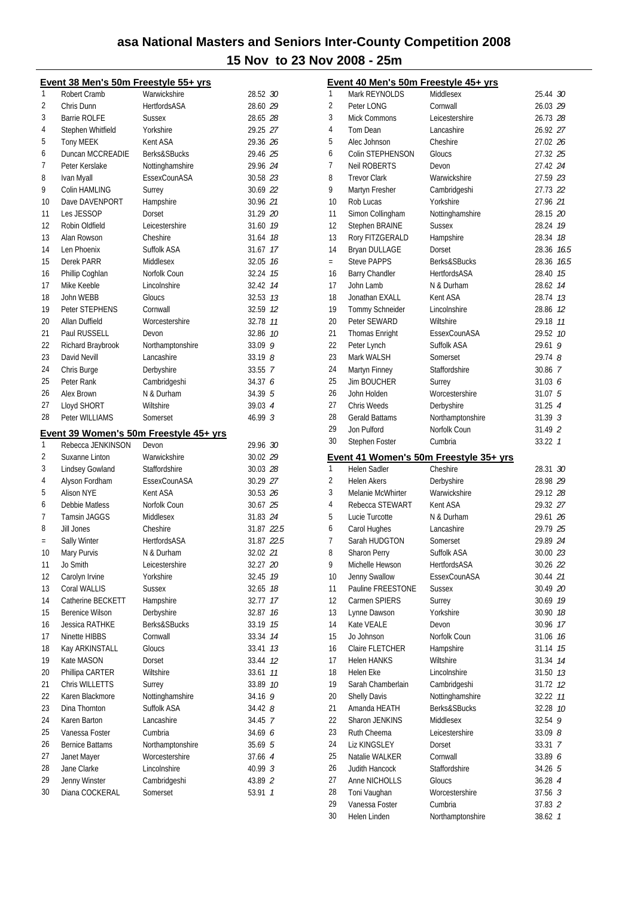# asa National Masters and Seniors Inter-County Competition 2008

## 15 Nov to 23 Nov 2008 - 25m

### Event 38 Men's 50m Freestyle 55+ yrs

| | | | | |
|---|---|---|---|---|
| 1 | Robert Cramb | Warwickshire | 28.52 | 30 |
| 2 | Chris Dunn | HertfordsASA | 28.60 | 29 |
| 3 | Barrie ROLFE | Sussex | 28.65 | 28 |
| 4 | Stephen Whitfield | Yorkshire | 29.25 | 27 |
| 5 | Tony MEEK | Kent ASA | 29.36 | 26 |
| 6 | Duncan MCCREADIE | Berks&SBucks | 29.46 | 25 |
| 7 | Peter Kerslake | Nottinghamshire | 29.96 | 24 |
| 8 | Ivan Myall | EssexCounASA | 30.58 | 23 |
| 9 | Colin HAMLING | Surrey | 30.69 | 22 |
| 10 | Dave DAVENPORT | Hampshire | 30.96 | 21 |
| 11 | Les JESSOP | Dorset | 31.29 | 20 |
| 12 | Robin Oldfield | Leicestershire | 31.60 | 19 |
| 13 | Alan Rowson | Cheshire | 31.64 | 18 |
| 14 | Len Phoenix | Suffolk ASA | 31.67 | 17 |
| 15 | Derek PARR | Middlesex | 32.05 | 16 |
| 16 | Phillip Coghlan | Norfolk Coun | 32.24 | 15 |
| 17 | Mike Keeble | Lincolnshire | 32.42 | 14 |
| 18 | John WEBB | Gloucs | 32.53 | 13 |
| 19 | Peter STEPHENS | Cornwall | 32.59 | 12 |
| 20 | Allan Duffield | Worcestershire | 32.78 | 11 |
| 21 | Paul RUSSELL | Devon | 32.86 | 10 |
| 22 | Richard Braybrook | Northamptonshire | 33.09 | 9 |
| 23 | David Nevill | Lancashire | 33.19 | 8 |
| 24 | Chris Burge | Derbyshire | 33.55 | 7 |
| 25 | Peter Rank | Cambridgeshi | 34.37 | 6 |
| 26 | Alex Brown | N & Durham | 34.39 | 5 |
| 27 | Lloyd SHORT | Wiltshire | 39.03 | 4 |
| 28 | Peter WILLIAMS | Somerset | 46.99 | 3 |

### Event 39 Women's 50m Freestyle 45+ yrs

| | | | | |
|---|---|---|---|---|
| 1 | Rebecca JENKINSON | Devon | 29.96 | 30 |
| 2 | Suxanne Linton | Warwickshire | 30.02 | 29 |
| 3 | Lindsey Gowland | Staffordshire | 30.03 | 28 |
| 4 | Alyson Fordham | EssexCounASA | 30.29 | 27 |
| 5 | Alison NYE | Kent ASA | 30.53 | 26 |
| 6 | Debbie Matless | Norfolk Coun | 30.67 | 25 |
| 7 | Tamsin JAGGS | Middlesex | 31.83 | 24 |
| 8 | Jill Jones | Cheshire | 31.87 | 22.5 |
| = | Sally Winter | HertfordsASA | 31.87 | 22.5 |
| 10 | Mary Purvis | N & Durham | 32.02 | 21 |
| 11 | Jo Smith | Leicestershire | 32.27 | 20 |
| 12 | Carolyn Irvine | Yorkshire | 32.45 | 19 |
| 13 | Coral WALLIS | Sussex | 32.65 | 18 |
| 14 | Catherine BECKETT | Hampshire | 32.77 | 17 |
| 15 | Berenice Wilson | Derbyshire | 32.87 | 16 |
| 16 | Jessica RATHKE | Berks&SBucks | 33.19 | 15 |
| 17 | Ninette HIBBS | Cornwall | 33.34 | 14 |
| 18 | Kay ARKINSTALL | Gloucs | 33.41 | 13 |
| 19 | Kate MASON | Dorset | 33.44 | 12 |
| 20 | Phillipa CARTER | Wiltshire | 33.61 | 11 |
| 21 | Chris WILLETTS | Surrey | 33.89 | 10 |
| 22 | Karen Blackmore | Nottinghamshire | 34.16 | 9 |
| 23 | Dina Thornton | Suffolk ASA | 34.42 | 8 |
| 24 | Karen Barton | Lancashire | 34.45 | 7 |
| 25 | Vanessa Foster | Cumbria | 34.69 | 6 |
| 26 | Bernice Battams | Northamptonshire | 35.69 | 5 |
| 27 | Janet Mayer | Worcestershire | 37.66 | 4 |
| 28 | Jane Clarke | Lincolnshire | 40.99 | 3 |
| 29 | Jenny Winster | Cambridgeshi | 43.89 | 2 |
| 30 | Diana COCKERAL | Somerset | 53.91 | 1 |

### Event 40 Men's 50m Freestyle 45+ yrs

| | | | | |
|---|---|---|---|---|
| 1 | Mark REYNOLDS | Middlesex | 25.44 | 30 |
| 2 | Peter LONG | Cornwall | 26.03 | 29 |
| 3 | Mick Commons | Leicestershire | 26.73 | 28 |
| 4 | Tom Dean | Lancashire | 26.92 | 27 |
| 5 | Alec Johnson | Cheshire | 27.02 | 26 |
| 6 | Colin STEPHENSON | Gloucs | 27.32 | 25 |
| 7 | Neil ROBERTS | Devon | 27.42 | 24 |
| 8 | Trevor Clark | Warwickshire | 27.59 | 23 |
| 9 | Martyn Fresher | Cambridgeshi | 27.73 | 22 |
| 10 | Rob Lucas | Yorkshire | 27.96 | 21 |
| 11 | Simon Collingham | Nottinghamshire | 28.15 | 20 |
| 12 | Stephen BRAINE | Sussex | 28.24 | 19 |
| 13 | Rory FITZGERALD | Hampshire | 28.34 | 18 |
| 14 | Bryan DULLAGE | Dorset | 28.36 | 16.5 |
| = | Steve PAPPS | Berks&SBucks | 28.36 | 16.5 |
| 16 | Barry Chandler | HertfordsASA | 28.40 | 15 |
| 17 | John Lamb | N & Durham | 28.62 | 14 |
| 18 | Jonathan EXALL | Kent ASA | 28.74 | 13 |
| 19 | Tommy Schneider | Lincolnshire | 28.86 | 12 |
| 20 | Peter SEWARD | Wiltshire | 29.18 | 11 |
| 21 | Thomas Enright | EssexCounASA | 29.52 | 10 |
| 22 | Peter Lynch | Suffolk ASA | 29.61 | 9 |
| 23 | Mark WALSH | Somerset | 29.74 | 8 |
| 24 | Martyn Finney | Staffordshire | 30.86 | 7 |
| 25 | Jim BOUCHER | Surrey | 31.03 | 6 |
| 26 | John Holden | Worcestershire | 31.07 | 5 |
| 27 | Chris Weeds | Derbyshire | 31.25 | 4 |
| 28 | Gerald Battams | Northamptonshire | 31.39 | 3 |
| 29 | Jon Pulford | Norfolk Coun | 31.49 | 2 |
| 30 | Stephen Foster | Cumbria | 33.22 | 1 |

### Event 41 Women's 50m Freestyle 35+ yrs

| | | | | |
|---|---|---|---|---|
| 1 | Helen Sadler | Cheshire | 28.31 | 30 |
| 2 | Helen Akers | Derbyshire | 28.98 | 29 |
| 3 | Melanie McWhirter | Warwickshire | 29.12 | 28 |
| 4 | Rebecca STEWART | Kent ASA | 29.32 | 27 |
| 5 | Lucie Turcotte | N & Durham | 29.61 | 26 |
| 6 | Carol Hughes | Lancashire | 29.79 | 25 |
| 7 | Sarah HUDGTON | Somerset | 29.89 | 24 |
| 8 | Sharon Perry | Suffolk ASA | 30.00 | 23 |
| 9 | Michelle Hewson | HertfordsASA | 30.26 | 22 |
| 10 | Jenny Swallow | EssexCounASA | 30.44 | 21 |
| 11 | Pauline FREESTONE | Sussex | 30.49 | 20 |
| 12 | Carmen SPIERS | Surrey | 30.69 | 19 |
| 13 | Lynne Dawson | Yorkshire | 30.90 | 18 |
| 14 | Kate VEALE | Devon | 30.96 | 17 |
| 15 | Jo Johnson | Norfolk Coun | 31.06 | 16 |
| 16 | Claire FLETCHER | Hampshire | 31.14 | 15 |
| 17 | Helen HANKS | Wiltshire | 31.34 | 14 |
| 18 | Helen Eke | Lincolnshire | 31.50 | 13 |
| 19 | Sarah Chamberlain | Cambridgeshi | 31.72 | 12 |
| 20 | Shelly Davis | Nottinghamshire | 32.22 | 11 |
| 21 | Amanda HEATH | Berks&SBucks | 32.28 | 10 |
| 22 | Sharon JENKINS | Middlesex | 32.54 | 9 |
| 23 | Ruth Cheema | Leicestershire | 33.09 | 8 |
| 24 | Liz KINGSLEY | Dorset | 33.31 | 7 |
| 25 | Natalie WALKER | Cornwall | 33.89 | 6 |
| 26 | Judith Hancock | Staffordshire | 34.26 | 5 |
| 27 | Anne NICHOLLS | Gloucs | 36.28 | 4 |
| 28 | Toni Vaughan | Worcestershire | 37.56 | 3 |
| 29 | Vanessa Foster | Cumbria | 37.83 | 2 |
| 30 | Helen Linden | Northamptonshire | 38.62 | 1 |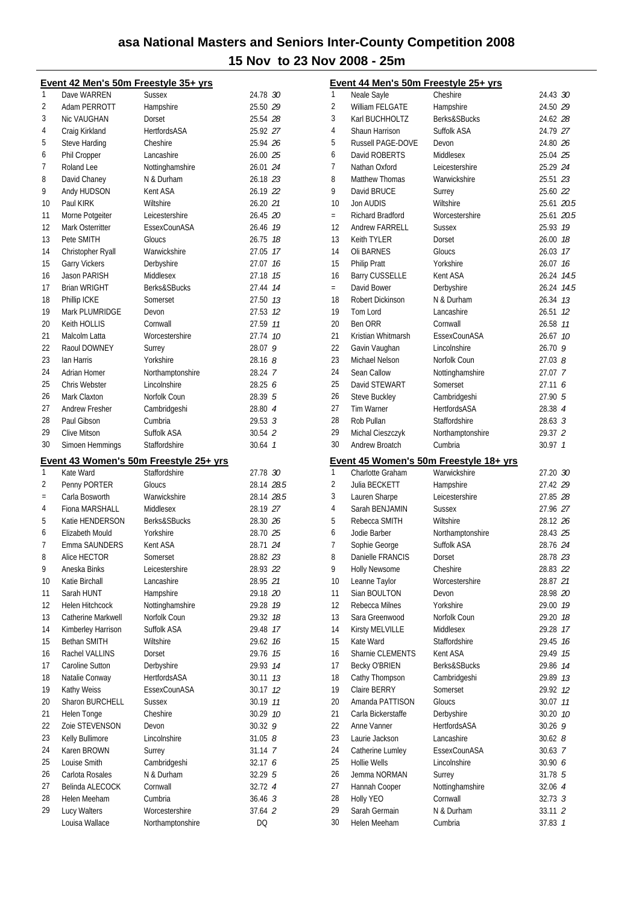# asa National Masters and Seniors Inter-County Competition 2008

## 15 Nov to 23 Nov 2008 - 25m

### Event 42 Men's 50m Freestyle 35+ yrs

| Place | Name | County | Time | Points |
|---|---|---|---|---|
| 1 | Dave WARREN | Sussex | 24.78 | 30 |
| 2 | Adam PERROTT | Hampshire | 25.50 | 29 |
| 3 | Nic VAUGHAN | Dorset | 25.54 | 28 |
| 4 | Craig Kirkland | HertfordsASA | 25.92 | 27 |
| 5 | Steve Harding | Cheshire | 25.94 | 26 |
| 6 | Phil Cropper | Lancashire | 26.00 | 25 |
| 7 | Roland Lee | Nottinghamshire | 26.01 | 24 |
| 8 | David Chaney | N & Durham | 26.18 | 23 |
| 9 | Andy HUDSON | Kent ASA | 26.19 | 22 |
| 10 | Paul KIRK | Wiltshire | 26.20 | 21 |
| 11 | Morne Potgeiter | Leicestershire | 26.45 | 20 |
| 12 | Mark Osterritter | EssexCounASA | 26.46 | 19 |
| 13 | Pete SMITH | Gloucs | 26.75 | 18 |
| 14 | Christopher Ryall | Warwickshire | 27.05 | 17 |
| 15 | Garry Vickers | Derbyshire | 27.07 | 16 |
| 16 | Jason PARISH | Middlesex | 27.18 | 15 |
| 17 | Brian WRIGHT | Berks&SBucks | 27.44 | 14 |
| 18 | Phillip ICKE | Somerset | 27.50 | 13 |
| 19 | Mark PLUMRIDGE | Devon | 27.53 | 12 |
| 20 | Keith HOLLIS | Cornwall | 27.59 | 11 |
| 21 | Malcolm Latta | Worcestershire | 27.74 | 10 |
| 22 | Raoul DOWNEY | Surrey | 28.07 | 9 |
| 23 | Ian Harris | Yorkshire | 28.16 | 8 |
| 24 | Adrian Homer | Northamptonshire | 28.24 | 7 |
| 25 | Chris Webster | Lincolnshire | 28.25 | 6 |
| 26 | Mark Claxton | Norfolk Coun | 28.39 | 5 |
| 27 | Andrew Fresher | Cambridgeshi | 28.80 | 4 |
| 28 | Paul Gibson | Cumbria | 29.53 | 3 |
| 29 | Clive Mitson | Suffolk ASA | 30.54 | 2 |
| 30 | Simoen Hemmings | Staffordshire | 30.64 | 1 |

### Event 43 Women's 50m Freestyle 25+ yrs

| Place | Name | County | Time | Points |
|---|---|---|---|---|
| 1 | Kate Ward | Staffordshire | 27.78 | 30 |
| 2 | Penny PORTER | Gloucs | 28.14 | 28.5 |
| = | Carla Bosworth | Warwickshire | 28.14 | 28.5 |
| 4 | Fiona MARSHALL | Middlesex | 28.19 | 27 |
| 5 | Katie HENDERSON | Berks&SBucks | 28.30 | 26 |
| 6 | Elizabeth Mould | Yorkshire | 28.70 | 25 |
| 7 | Emma SAUNDERS | Kent ASA | 28.71 | 24 |
| 8 | Alice HECTOR | Somerset | 28.82 | 23 |
| 9 | Aneska Binks | Leicestershire | 28.93 | 22 |
| 10 | Katie Birchall | Lancashire | 28.95 | 21 |
| 11 | Sarah HUNT | Hampshire | 29.18 | 20 |
| 12 | Helen Hitchcock | Nottinghamshire | 29.28 | 19 |
| 13 | Catherine Markwell | Norfolk Coun | 29.32 | 18 |
| 14 | Kimberley Harrison | Suffolk ASA | 29.48 | 17 |
| 15 | Bethan SMITH | Wiltshire | 29.62 | 16 |
| 16 | Rachel VALLINS | Dorset | 29.76 | 15 |
| 17 | Caroline Sutton | Derbyshire | 29.93 | 14 |
| 18 | Natalie Conway | HertfordsASA | 30.11 | 13 |
| 19 | Kathy Weiss | EssexCounASA | 30.17 | 12 |
| 20 | Sharon BURCHELL | Sussex | 30.19 | 11 |
| 21 | Helen Tonge | Cheshire | 30.29 | 10 |
| 22 | Zoie STEVENSON | Devon | 30.32 | 9 |
| 23 | Kelly Bullimore | Lincolnshire | 31.05 | 8 |
| 24 | Karen BROWN | Surrey | 31.14 | 7 |
| 25 | Louise Smith | Cambridgeshi | 32.17 | 6 |
| 26 | Carlota Rosales | N & Durham | 32.29 | 5 |
| 27 | Belinda ALECOCK | Cornwall | 32.72 | 4 |
| 28 | Helen Meeham | Cumbria | 36.46 | 3 |
| 29 | Lucy Walters | Worcestershire | 37.64 | 2 |
| | Louisa Wallace | Northamptonshire | DQ | |

### Event 44 Men's 50m Freestyle 25+ yrs

| Place | Name | County | Time | Points |
|---|---|---|---|---|
| 1 | Neale Sayle | Cheshire | 24.43 | 30 |
| 2 | William FELGATE | Hampshire | 24.50 | 29 |
| 3 | Karl BUCHHOLTZ | Berks&SBucks | 24.62 | 28 |
| 4 | Shaun Harrison | Suffolk ASA | 24.79 | 27 |
| 5 | Russell PAGE-DOVE | Devon | 24.80 | 26 |
| 6 | David ROBERTS | Middlesex | 25.04 | 25 |
| 7 | Nathan Oxford | Leicestershire | 25.29 | 24 |
| 8 | Matthew Thomas | Warwickshire | 25.51 | 23 |
| 9 | David BRUCE | Surrey | 25.60 | 22 |
| 10 | Jon AUDIS | Wiltshire | 25.61 | 20.5 |
| = | Richard Bradford | Worcestershire | 25.61 | 20.5 |
| 12 | Andrew FARRELL | Sussex | 25.93 | 19 |
| 13 | Keith TYLER | Dorset | 26.00 | 18 |
| 14 | Oli BARNES | Gloucs | 26.03 | 17 |
| 15 | Philip Pratt | Yorkshire | 26.07 | 16 |
| 16 | Barry CUSSELLE | Kent ASA | 26.24 | 14.5 |
| = | David Bower | Derbyshire | 26.24 | 14.5 |
| 18 | Robert Dickinson | N & Durham | 26.34 | 13 |
| 19 | Tom Lord | Lancashire | 26.51 | 12 |
| 20 | Ben ORR | Cornwall | 26.58 | 11 |
| 21 | Kristian Whitmarsh | EssexCounASA | 26.67 | 10 |
| 22 | Gavin Vaughan | Lincolnshire | 26.70 | 9 |
| 23 | Michael Nelson | Norfolk Coun | 27.03 | 8 |
| 24 | Sean Callow | Nottinghamshire | 27.07 | 7 |
| 25 | David STEWART | Somerset | 27.11 | 6 |
| 26 | Steve Buckley | Cambridgeshi | 27.90 | 5 |
| 27 | Tim Warner | HertfordsASA | 28.38 | 4 |
| 28 | Rob Pullan | Staffordshire | 28.63 | 3 |
| 29 | Michal Cieszczyk | Northamptonshire | 29.37 | 2 |
| 30 | Andrew Broatch | Cumbria | 30.97 | 1 |

### Event 45 Women's 50m Freestyle 18+ yrs

| Place | Name | County | Time | Points |
|---|---|---|---|---|
| 1 | Charlotte Graham | Warwickshire | 27.20 | 30 |
| 2 | Julia BECKETT | Hampshire | 27.42 | 29 |
| 3 | Lauren Sharpe | Leicestershire | 27.85 | 28 |
| 4 | Sarah BENJAMIN | Sussex | 27.96 | 27 |
| 5 | Rebecca SMITH | Wiltshire | 28.12 | 26 |
| 6 | Jodie Barber | Northamptonshire | 28.43 | 25 |
| 7 | Sophie George | Suffolk ASA | 28.76 | 24 |
| 8 | Danielle FRANCIS | Dorset | 28.78 | 23 |
| 9 | Holly Newsome | Cheshire | 28.83 | 22 |
| 10 | Leanne Taylor | Worcestershire | 28.87 | 21 |
| 11 | Sian BOULTON | Devon | 28.98 | 20 |
| 12 | Rebecca Milnes | Yorkshire | 29.00 | 19 |
| 13 | Sara Greenwood | Norfolk Coun | 29.20 | 18 |
| 14 | Kirsty MELVILLE | Middlesex | 29.28 | 17 |
| 15 | Kate Ward | Staffordshire | 29.45 | 16 |
| 16 | Sharnie CLEMENTS | Kent ASA | 29.49 | 15 |
| 17 | Becky O'BRIEN | Berks&SBucks | 29.86 | 14 |
| 18 | Cathy Thompson | Cambridgeshi | 29.89 | 13 |
| 19 | Claire BERRY | Somerset | 29.92 | 12 |
| 20 | Amanda PATTISON | Gloucs | 30.07 | 11 |
| 21 | Carla Bickerstaffe | Derbyshire | 30.20 | 10 |
| 22 | Anne Vanner | HertfordsASA | 30.26 | 9 |
| 23 | Laurie Jackson | Lancashire | 30.62 | 8 |
| 24 | Catherine Lumley | EssexCounASA | 30.63 | 7 |
| 25 | Hollie Wells | Lincolnshire | 30.90 | 6 |
| 26 | Jemma NORMAN | Surrey | 31.78 | 5 |
| 27 | Hannah Cooper | Nottinghamshire | 32.06 | 4 |
| 28 | Holly YEO | Cornwall | 32.73 | 3 |
| 29 | Sarah Germain | N & Durham | 33.11 | 2 |
| 30 | Helen Meeham | Cumbria | 37.83 | 1 |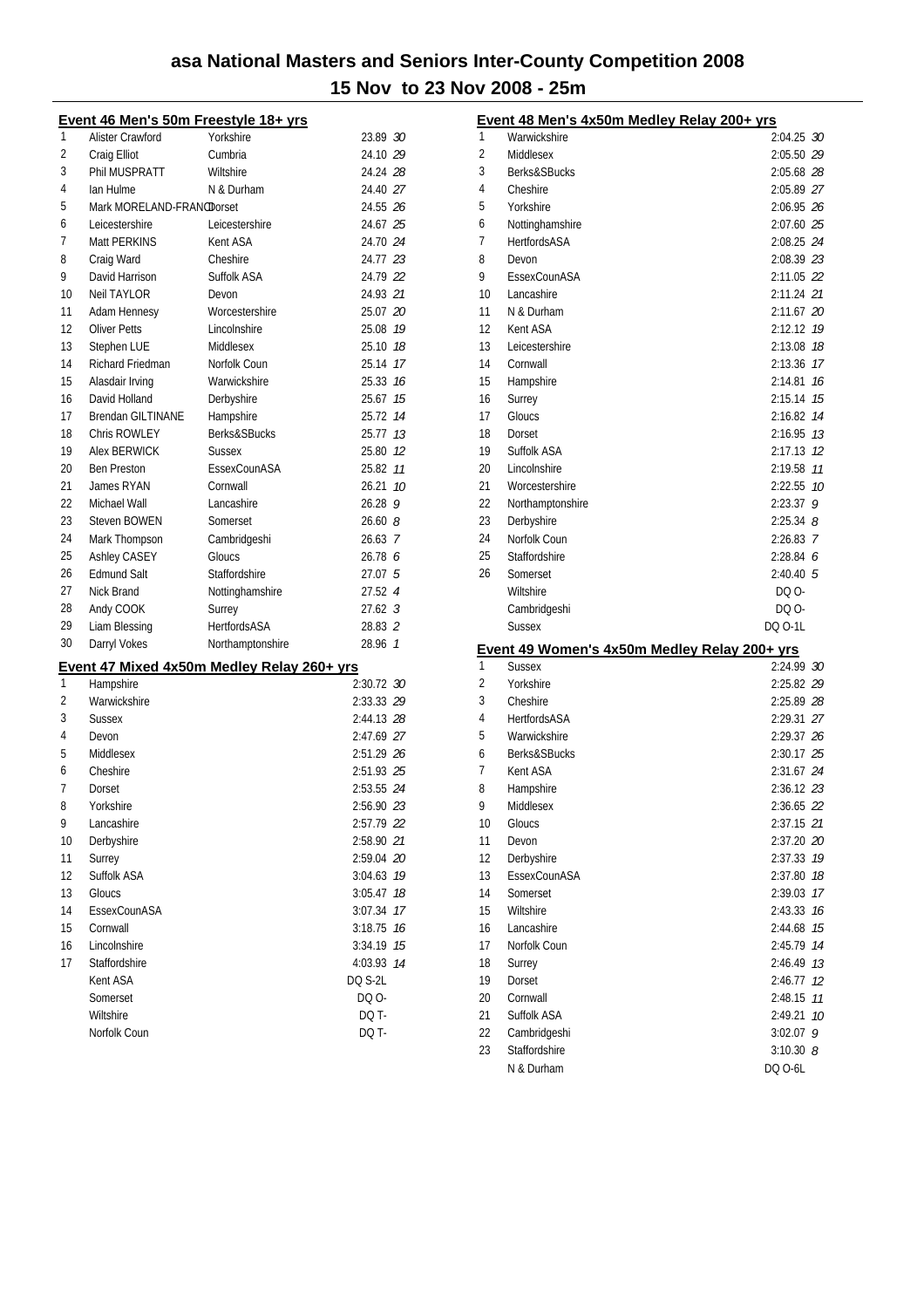# asa National Masters and Seniors Inter-County Competition 2008

## 15 Nov to 23 Nov 2008 - 25m

### Event 46 Men's 50m Freestyle 18+ yrs

| Pl | Name | County | Time | Pts |
|---|---|---|---|---|
| 1 | Alister Crawford | Yorkshire | 23.89 | 30 |
| 2 | Craig Elliot | Cumbria | 24.10 | 29 |
| 3 | Phil MUSPRATT | Wiltshire | 24.24 | 28 |
| 4 | Ian Hulme | N & Durham | 24.40 | 27 |
| 5 | Mark MORELAND-FRANC | Dorset | 24.55 | 26 |
| 6 | Leicestershire | Leicestershire | 24.67 | 25 |
| 7 | Matt PERKINS | Kent ASA | 24.70 | 24 |
| 8 | Craig Ward | Cheshire | 24.77 | 23 |
| 9 | David Harrison | Suffolk ASA | 24.79 | 22 |
| 10 | Neil TAYLOR | Devon | 24.93 | 21 |
| 11 | Adam Hennesy | Worcestershire | 25.07 | 20 |
| 12 | Oliver Petts | Lincolnshire | 25.08 | 19 |
| 13 | Stephen LUE | Middlesex | 25.10 | 18 |
| 14 | Richard Friedman | Norfolk Coun | 25.14 | 17 |
| 15 | Alasdair Irving | Warwickshire | 25.33 | 16 |
| 16 | David Holland | Derbyshire | 25.67 | 15 |
| 17 | Brendan GILTINANE | Hampshire | 25.72 | 14 |
| 18 | Chris ROWLEY | Berks&SBucks | 25.77 | 13 |
| 19 | Alex BERWICK | Sussex | 25.80 | 12 |
| 20 | Ben Preston | EssexCounASA | 25.82 | 11 |
| 21 | James RYAN | Cornwall | 26.21 | 10 |
| 22 | Michael Wall | Lancashire | 26.28 | 9 |
| 23 | Steven BOWEN | Somerset | 26.60 | 8 |
| 24 | Mark Thompson | Cambridgeshi | 26.63 | 7 |
| 25 | Ashley CASEY | Gloucs | 26.78 | 6 |
| 26 | Edmund Salt | Staffordshire | 27.07 | 5 |
| 27 | Nick Brand | Nottinghamshire | 27.52 | 4 |
| 28 | Andy COOK | Surrey | 27.62 | 3 |
| 29 | Liam Blessing | HertfordsASA | 28.83 | 2 |
| 30 | Darryl Vokes | Northamptonshire | 28.96 | 1 |

### Event 47 Mixed 4x50m Medley Relay 260+ yrs

| Pl | Team | Time | Pts |
|---|---|---|---|
| 1 | Hampshire | 2:30.72 | 30 |
| 2 | Warwickshire | 2:33.33 | 29 |
| 3 | Sussex | 2:44.13 | 28 |
| 4 | Devon | 2:47.69 | 27 |
| 5 | Middlesex | 2:51.29 | 26 |
| 6 | Cheshire | 2:51.93 | 25 |
| 7 | Dorset | 2:53.55 | 24 |
| 8 | Yorkshire | 2:56.90 | 23 |
| 9 | Lancashire | 2:57.79 | 22 |
| 10 | Derbyshire | 2:58.90 | 21 |
| 11 | Surrey | 2:59.04 | 20 |
| 12 | Suffolk ASA | 3:04.63 | 19 |
| 13 | Gloucs | 3:05.47 | 18 |
| 14 | EssexCounASA | 3:07.34 | 17 |
| 15 | Cornwall | 3:18.75 | 16 |
| 16 | Lincolnshire | 3:34.19 | 15 |
| 17 | Staffordshire | 4:03.93 | 14 |
| | Kent ASA | DQ S-2L | |
| | Somerset | DQ O- | |
| | Wiltshire | DQ T- | |
| | Norfolk Coun | DQ T- | |

### Event 48 Men's 4x50m Medley Relay 200+ yrs

| Pl | Team | Time | Pts |
|---|---|---|---|
| 1 | Warwickshire | 2:04.25 | 30 |
| 2 | Middlesex | 2:05.50 | 29 |
| 3 | Berks&SBucks | 2:05.68 | 28 |
| 4 | Cheshire | 2:05.89 | 27 |
| 5 | Yorkshire | 2:06.95 | 26 |
| 6 | Nottinghamshire | 2:07.60 | 25 |
| 7 | HertfordsASA | 2:08.25 | 24 |
| 8 | Devon | 2:08.39 | 23 |
| 9 | EssexCounASA | 2:11.05 | 22 |
| 10 | Lancashire | 2:11.24 | 21 |
| 11 | N & Durham | 2:11.67 | 20 |
| 12 | Kent ASA | 2:12.12 | 19 |
| 13 | Leicestershire | 2:13.08 | 18 |
| 14 | Cornwall | 2:13.36 | 17 |
| 15 | Hampshire | 2:14.81 | 16 |
| 16 | Surrey | 2:15.14 | 15 |
| 17 | Gloucs | 2:16.82 | 14 |
| 18 | Dorset | 2:16.95 | 13 |
| 19 | Suffolk ASA | 2:17.13 | 12 |
| 20 | Lincolnshire | 2:19.58 | 11 |
| 21 | Worcestershire | 2:22.55 | 10 |
| 22 | Northamptonshire | 2:23.37 | 9 |
| 23 | Derbyshire | 2:25.34 | 8 |
| 24 | Norfolk Coun | 2:26.83 | 7 |
| 25 | Staffordshire | 2:28.84 | 6 |
| 26 | Somerset | 2:40.40 | 5 |
| | Wiltshire | DQ O- | |
| | Cambridgeshi | DQ O- | |
| | Sussex | DQ O-1L | |

### Event 49 Women's 4x50m Medley Relay 200+ yrs

| Pl | Team | Time | Pts |
|---|---|---|---|
| 1 | Sussex | 2:24.99 | 30 |
| 2 | Yorkshire | 2:25.82 | 29 |
| 3 | Cheshire | 2:25.89 | 28 |
| 4 | HertfordsASA | 2:29.31 | 27 |
| 5 | Warwickshire | 2:29.37 | 26 |
| 6 | Berks&SBucks | 2:30.17 | 25 |
| 7 | Kent ASA | 2:31.67 | 24 |
| 8 | Hampshire | 2:36.12 | 23 |
| 9 | Middlesex | 2:36.65 | 22 |
| 10 | Gloucs | 2:37.15 | 21 |
| 11 | Devon | 2:37.20 | 20 |
| 12 | Derbyshire | 2:37.33 | 19 |
| 13 | EssexCounASA | 2:37.80 | 18 |
| 14 | Somerset | 2:39.03 | 17 |
| 15 | Wiltshire | 2:43.33 | 16 |
| 16 | Lancashire | 2:44.68 | 15 |
| 17 | Norfolk Coun | 2:45.79 | 14 |
| 18 | Surrey | 2:46.49 | 13 |
| 19 | Dorset | 2:46.77 | 12 |
| 20 | Cornwall | 2:48.15 | 11 |
| 21 | Suffolk ASA | 2:49.21 | 10 |
| 22 | Cambridgeshi | 3:02.07 | 9 |
| 23 | Staffordshire | 3:10.30 | 8 |
| | N & Durham | DQ O-6L | |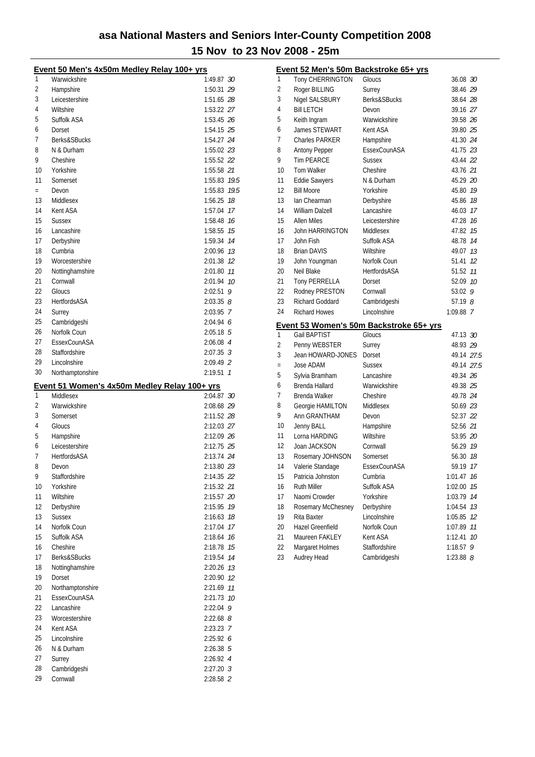# asa National Masters and Seniors Inter-County Competition 2008

## 15 Nov to 23 Nov 2008 - 25m

### Event 50 Men's 4x50m Medley Relay 100+ yrs

| Place | Team | Time | Points |
|---|---|---|---|
| 1 | Warwickshire | 1:49.87 | 30 |
| 2 | Hampshire | 1:50.31 | 29 |
| 3 | Leicestershire | 1:51.65 | 28 |
| 4 | Wiltshire | 1:53.22 | 27 |
| 5 | Suffolk ASA | 1:53.45 | 26 |
| 6 | Dorset | 1:54.15 | 25 |
| 7 | Berks&SBucks | 1:54.27 | 24 |
| 8 | N & Durham | 1:55.02 | 23 |
| 9 | Cheshire | 1:55.52 | 22 |
| 10 | Yorkshire | 1:55.58 | 21 |
| 11 | Somerset | 1:55.83 | 19.5 |
| = | Devon | 1:55.83 | 19.5 |
| 13 | Middlesex | 1:56.25 | 18 |
| 14 | Kent ASA | 1:57.04 | 17 |
| 15 | Sussex | 1:58.48 | 16 |
| 16 | Lancashire | 1:58.55 | 15 |
| 17 | Derbyshire | 1:59.34 | 14 |
| 18 | Cumbria | 2:00.96 | 13 |
| 19 | Worcestershire | 2:01.38 | 12 |
| 20 | Nottinghamshire | 2:01.80 | 11 |
| 21 | Cornwall | 2:01.94 | 10 |
| 22 | Gloucs | 2:02.51 | 9 |
| 23 | HertfordsASA | 2:03.35 | 8 |
| 24 | Surrey | 2:03.95 | 7 |
| 25 | Cambridgeshi | 2:04.94 | 6 |
| 26 | Norfolk Coun | 2:05.18 | 5 |
| 27 | EssexCounASA | 2:06.08 | 4 |
| 28 | Staffordshire | 2:07.35 | 3 |
| 29 | Lincolnshire | 2:09.49 | 2 |
| 30 | Northamptonshire | 2:19.51 | 1 |

### Event 51 Women's 4x50m Medley Relay 100+ yrs

| Place | Team | Time | Points |
|---|---|---|---|
| 1 | Middlesex | 2:04.87 | 30 |
| 2 | Warwickshire | 2:08.68 | 29 |
| 3 | Somerset | 2:11.52 | 28 |
| 4 | Gloucs | 2:12.03 | 27 |
| 5 | Hampshire | 2:12.09 | 26 |
| 6 | Leicestershire | 2:12.75 | 25 |
| 7 | HertfordsASA | 2:13.74 | 24 |
| 8 | Devon | 2:13.80 | 23 |
| 9 | Staffordshire | 2:14.35 | 22 |
| 10 | Yorkshire | 2:15.32 | 21 |
| 11 | Wiltshire | 2:15.57 | 20 |
| 12 | Derbyshire | 2:15.95 | 19 |
| 13 | Sussex | 2:16.63 | 18 |
| 14 | Norfolk Coun | 2:17.04 | 17 |
| 15 | Suffolk ASA | 2:18.64 | 16 |
| 16 | Cheshire | 2:18.78 | 15 |
| 17 | Berks&SBucks | 2:19.54 | 14 |
| 18 | Nottinghamshire | 2:20.26 | 13 |
| 19 | Dorset | 2:20.90 | 12 |
| 20 | Northamptonshire | 2:21.69 | 11 |
| 21 | EssexCounASA | 2:21.73 | 10 |
| 22 | Lancashire | 2:22.04 | 9 |
| 23 | Worcestershire | 2:22.68 | 8 |
| 24 | Kent ASA | 2:23.23 | 7 |
| 25 | Lincolnshire | 2:25.92 | 6 |
| 26 | N & Durham | 2:26.38 | 5 |
| 27 | Surrey | 2:26.92 | 4 |
| 28 | Cambridgeshi | 2:27.20 | 3 |
| 29 | Cornwall | 2:28.58 | 2 |

### Event 52 Men's 50m Backstroke 65+ yrs

| Place | Name | County | Time | Points |
|---|---|---|---|---|
| 1 | Tony CHERRINGTON | Gloucs | 36.08 | 30 |
| 2 | Roger BILLING | Surrey | 38.46 | 29 |
| 3 | Nigel SALSBURY | Berks&SBucks | 38.64 | 28 |
| 4 | Bill LETCH | Devon | 39.16 | 27 |
| 5 | Keith Ingram | Warwickshire | 39.58 | 26 |
| 6 | James STEWART | Kent ASA | 39.80 | 25 |
| 7 | Charles PARKER | Hampshire | 41.30 | 24 |
| 8 | Antony Pepper | EssexCounASA | 41.75 | 23 |
| 9 | Tim PEARCE | Sussex | 43.44 | 22 |
| 10 | Tom Walker | Cheshire | 43.76 | 21 |
| 11 | Eddie Sawyers | N & Durham | 45.29 | 20 |
| 12 | Bill Moore | Yorkshire | 45.80 | 19 |
| 13 | Ian Chearman | Derbyshire | 45.86 | 18 |
| 14 | William Dalzell | Lancashire | 46.03 | 17 |
| 15 | Allen Miles | Leicestershire | 47.28 | 16 |
| 16 | John HARRINGTON | Middlesex | 47.82 | 15 |
| 17 | John Fish | Suffolk ASA | 48.78 | 14 |
| 18 | Brian DAVIS | Wiltshire | 49.07 | 13 |
| 19 | John Youngman | Norfolk Coun | 51.41 | 12 |
| 20 | Neil Blake | HertfordsASA | 51.52 | 11 |
| 21 | Tony PERRELLA | Dorset | 52.09 | 10 |
| 22 | Rodney PRESTON | Cornwall | 53.02 | 9 |
| 23 | Richard Goddard | Cambridgeshi | 57.19 | 8 |
| 24 | Richard Howes | Lincolnshire | 1:09.88 | 7 |

### Event 53 Women's 50m Backstroke 65+ yrs

| Place | Name | County | Time | Points |
|---|---|---|---|---|
| 1 | Gail BAPTIST | Gloucs | 47.13 | 30 |
| 2 | Penny WEBSTER | Surrey | 48.93 | 29 |
| 3 | Jean HOWARD-JONES | Dorset | 49.14 | 27.5 |
| = | Jose ADAM | Sussex | 49.14 | 27.5 |
| 5 | Sylvia Bramham | Lancashire | 49.34 | 26 |
| 6 | Brenda Hallard | Warwickshire | 49.38 | 25 |
| 7 | Brenda Walker | Cheshire | 49.78 | 24 |
| 8 | Georgie HAMILTON | Middlesex | 50.69 | 23 |
| 9 | Ann GRANTHAM | Devon | 52.37 | 22 |
| 10 | Jenny BALL | Hampshire | 52.56 | 21 |
| 11 | Lorna HARDING | Wiltshire | 53.95 | 20 |
| 12 | Joan JACKSON | Cornwall | 56.29 | 19 |
| 13 | Rosemary JOHNSON | Somerset | 56.30 | 18 |
| 14 | Valerie Standage | EssexCounASA | 59.19 | 17 |
| 15 | Patricia Johnston | Cumbria | 1:01.47 | 16 |
| 16 | Ruth Miller | Suffolk ASA | 1:02.00 | 15 |
| 17 | Naomi Crowder | Yorkshire | 1:03.79 | 14 |
| 18 | Rosemary McChesney | Derbyshire | 1:04.54 | 13 |
| 19 | Rita Baxter | Lincolnshire | 1:05.85 | 12 |
| 20 | Hazel Greenfield | Norfolk Coun | 1:07.89 | 11 |
| 21 | Maureen FAKLEY | Kent ASA | 1:12.41 | 10 |
| 22 | Margaret Holmes | Staffordshire | 1:18.57 | 9 |
| 23 | Audrey Head | Cambridgeshi | 1:23.88 | 8 |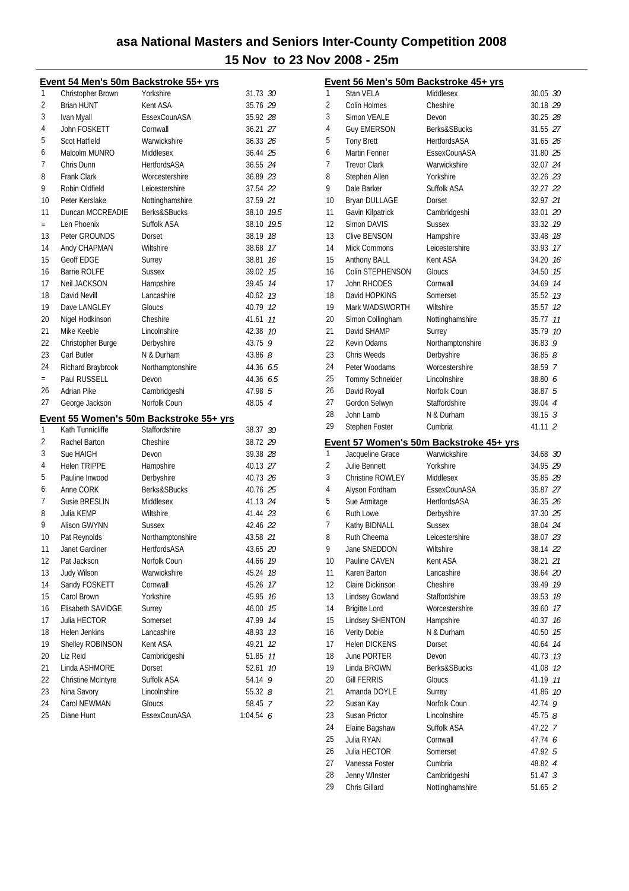# asa National Masters and Seniors Inter-County Competition 2008

## 15 Nov to 23 Nov 2008 - 25m

### Event 54 Men's 50m Backstroke 55+ yrs

| | | | | |
|---|---|---|---|---|
| 1 | Christopher Brown | Yorkshire | 31.73 | 30 |
| 2 | Brian HUNT | Kent ASA | 35.76 | 29 |
| 3 | Ivan Myall | EssexCounASA | 35.92 | 28 |
| 4 | John FOSKETT | Cornwall | 36.21 | 27 |
| 5 | Scot Hatfield | Warwickshire | 36.33 | 26 |
| 6 | Malcolm MUNRO | Middlesex | 36.44 | 25 |
| 7 | Chris Dunn | HertfordsASA | 36.55 | 24 |
| 8 | Frank Clark | Worcestershire | 36.89 | 23 |
| 9 | Robin Oldfield | Leicestershire | 37.54 | 22 |
| 10 | Peter Kerslake | Nottinghamshire | 37.59 | 21 |
| 11 | Duncan MCCREADIE | Berks&SBucks | 38.10 | 19.5 |
| = | Len Phoenix | Suffolk ASA | 38.10 | 19.5 |
| 13 | Peter GROUNDS | Dorset | 38.19 | 18 |
| 14 | Andy CHAPMAN | Wiltshire | 38.68 | 17 |
| 15 | Geoff EDGE | Surrey | 38.81 | 16 |
| 16 | Barrie ROLFE | Sussex | 39.02 | 15 |
| 17 | Neil JACKSON | Hampshire | 39.45 | 14 |
| 18 | David Nevill | Lancashire | 40.62 | 13 |
| 19 | Dave LANGLEY | Gloucs | 40.79 | 12 |
| 20 | Nigel Hodkinson | Cheshire | 41.61 | 11 |
| 21 | Mike Keeble | Lincolnshire | 42.38 | 10 |
| 22 | Christopher Burge | Derbyshire | 43.75 | 9 |
| 23 | Carl Butler | N & Durham | 43.86 | 8 |
| 24 | Richard Braybrook | Northamptonshire | 44.36 | 6.5 |
| = | Paul RUSSELL | Devon | 44.36 | 6.5 |
| 26 | Adrian Pike | Cambridgeshi | 47.98 | 5 |
| 27 | George Jackson | Norfolk Coun | 48.05 | 4 |

### Event 55 Women's 50m Backstroke 55+ yrs

| | | | | |
|---|---|---|---|---|
| 1 | Kath Tunnicliffe | Staffordshire | 38.37 | 30 |
| 2 | Rachel Barton | Cheshire | 38.72 | 29 |
| 3 | Sue HAIGH | Devon | 39.38 | 28 |
| 4 | Helen TRIPPE | Hampshire | 40.13 | 27 |
| 5 | Pauline Inwood | Derbyshire | 40.73 | 26 |
| 6 | Anne CORK | Berks&SBucks | 40.76 | 25 |
| 7 | Susie BRESLIN | Middlesex | 41.13 | 24 |
| 8 | Julia KEMP | Wiltshire | 41.44 | 23 |
| 9 | Alison GWYNN | Sussex | 42.46 | 22 |
| 10 | Pat Reynolds | Northamptonshire | 43.58 | 21 |
| 11 | Janet Gardiner | HertfordsASA | 43.65 | 20 |
| 12 | Pat Jackson | Norfolk Coun | 44.66 | 19 |
| 13 | Judy Wilson | Warwickshire | 45.24 | 18 |
| 14 | Sandy FOSKETT | Cornwall | 45.26 | 17 |
| 15 | Carol Brown | Yorkshire | 45.95 | 16 |
| 16 | Elisabeth SAVIDGE | Surrey | 46.00 | 15 |
| 17 | Julia HECTOR | Somerset | 47.99 | 14 |
| 18 | Helen Jenkins | Lancashire | 48.93 | 13 |
| 19 | Shelley ROBINSON | Kent ASA | 49.21 | 12 |
| 20 | Liz Reid | Cambridgeshi | 51.85 | 11 |
| 21 | Linda ASHMORE | Dorset | 52.61 | 10 |
| 22 | Christine McIntyre | Suffolk ASA | 54.14 | 9 |
| 23 | Nina Savory | Lincolnshire | 55.32 | 8 |
| 24 | Carol NEWMAN | Gloucs | 58.45 | 7 |
| 25 | Diane Hunt | EssexCounASA | 1:04.54 | 6 |

### Event 56 Men's 50m Backstroke 45+ yrs

| | | | | |
|---|---|---|---|---|
| 1 | Stan VELA | Middlesex | 30.05 | 30 |
| 2 | Colin Holmes | Cheshire | 30.18 | 29 |
| 3 | Simon VEALE | Devon | 30.25 | 28 |
| 4 | Guy EMERSON | Berks&SBucks | 31.55 | 27 |
| 5 | Tony Brett | HertfordsASA | 31.65 | 26 |
| 6 | Martin Fenner | EssexCounASA | 31.80 | 25 |
| 7 | Trevor Clark | Warwickshire | 32.07 | 24 |
| 8 | Stephen Allen | Yorkshire | 32.26 | 23 |
| 9 | Dale Barker | Suffolk ASA | 32.27 | 22 |
| 10 | Bryan DULLAGE | Dorset | 32.97 | 21 |
| 11 | Gavin Kilpatrick | Cambridgeshi | 33.01 | 20 |
| 12 | Simon DAVIS | Sussex | 33.32 | 19 |
| 13 | Clive BENSON | Hampshire | 33.48 | 18 |
| 14 | Mick Commons | Leicestershire | 33.93 | 17 |
| 15 | Anthony BALL | Kent ASA | 34.20 | 16 |
| 16 | Colin STEPHENSON | Gloucs | 34.50 | 15 |
| 17 | John RHODES | Cornwall | 34.69 | 14 |
| 18 | David HOPKINS | Somerset | 35.52 | 13 |
| 19 | Mark WADSWORTH | Wiltshire | 35.57 | 12 |
| 20 | Simon Collingham | Nottinghamshire | 35.77 | 11 |
| 21 | David SHAMP | Surrey | 35.79 | 10 |
| 22 | Kevin Odams | Northamptonshire | 36.83 | 9 |
| 23 | Chris Weeds | Derbyshire | 36.85 | 8 |
| 24 | Peter Woodams | Worcestershire | 38.59 | 7 |
| 25 | Tommy Schneider | Lincolnshire | 38.80 | 6 |
| 26 | David Royall | Norfolk Coun | 38.87 | 5 |
| 27 | Gordon Selwyn | Staffordshire | 39.04 | 4 |
| 28 | John Lamb | N & Durham | 39.15 | 3 |
| 29 | Stephen Foster | Cumbria | 41.11 | 2 |

### Event 57 Women's 50m Backstroke 45+ yrs

| | | | | |
|---|---|---|---|---|
| 1 | Jacqueline Grace | Warwickshire | 34.68 | 30 |
| 2 | Julie Bennett | Yorkshire | 34.95 | 29 |
| 3 | Christine ROWLEY | Middlesex | 35.85 | 28 |
| 4 | Alyson Fordham | EssexCounASA | 35.87 | 27 |
| 5 | Sue Armitage | HertfordsASA | 36.35 | 26 |
| 6 | Ruth Lowe | Derbyshire | 37.30 | 25 |
| 7 | Kathy BIDNALL | Sussex | 38.04 | 24 |
| 8 | Ruth Cheema | Leicestershire | 38.07 | 23 |
| 9 | Jane SNEDDON | Wiltshire | 38.14 | 22 |
| 10 | Pauline CAVEN | Kent ASA | 38.21 | 21 |
| 11 | Karen Barton | Lancashire | 38.64 | 20 |
| 12 | Claire Dickinson | Cheshire | 39.49 | 19 |
| 13 | Lindsey Gowland | Staffordshire | 39.53 | 18 |
| 14 | Brigitte Lord | Worcestershire | 39.60 | 17 |
| 15 | Lindsey SHENTON | Hampshire | 40.37 | 16 |
| 16 | Verity Dobie | N & Durham | 40.50 | 15 |
| 17 | Helen DICKENS | Dorset | 40.64 | 14 |
| 18 | June PORTER | Devon | 40.73 | 13 |
| 19 | Linda BROWN | Berks&SBucks | 41.08 | 12 |
| 20 | Gill FERRIS | Gloucs | 41.19 | 11 |
| 21 | Amanda DOYLE | Surrey | 41.86 | 10 |
| 22 | Susan Kay | Norfolk Coun | 42.74 | 9 |
| 23 | Susan Prictor | Lincolnshire | 45.75 | 8 |
| 24 | Elaine Bagshaw | Suffolk ASA | 47.22 | 7 |
| 25 | Julia RYAN | Cornwall | 47.74 | 6 |
| 26 | Julia HECTOR | Somerset | 47.92 | 5 |
| 27 | Vanessa Foster | Cumbria | 48.82 | 4 |
| 28 | Jenny WInster | Cambridgeshi | 51.47 | 3 |
| 29 | Chris Gillard | Nottinghamshire | 51.65 | 2 |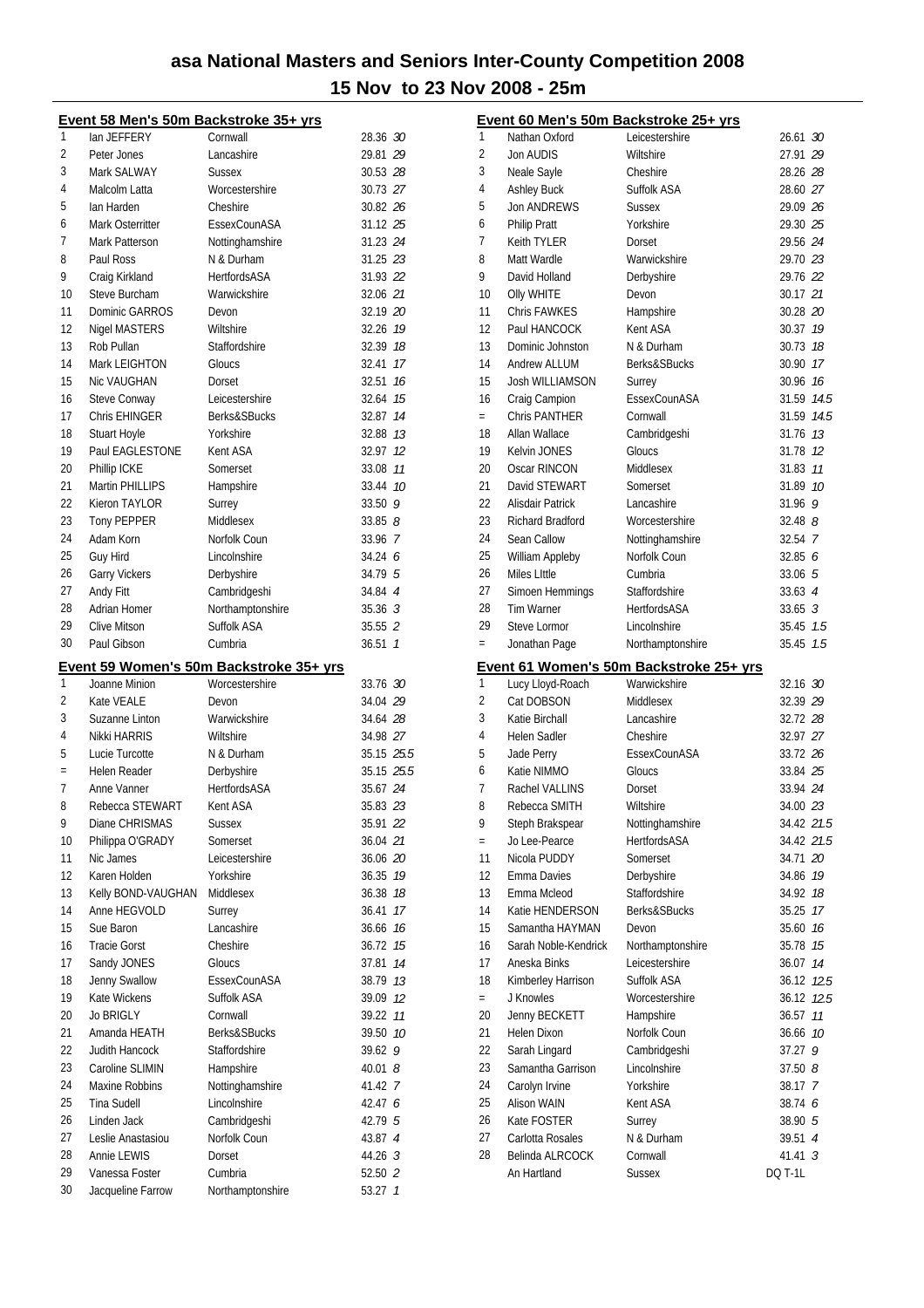# asa National Masters and Seniors Inter-County Competition 2008

## 15 Nov to 23 Nov 2008 - 25m

### Event 58 Men's 50m Backstroke 35+ yrs

| | | | | |
|---|---|---|---|---|
| 1 | Ian JEFFERY | Cornwall | 28.36 | *30* |
| 2 | Peter Jones | Lancashire | 29.81 | *29* |
| 3 | Mark SALWAY | Sussex | 30.53 | *28* |
| 4 | Malcolm Latta | Worcestershire | 30.73 | *27* |
| 5 | Ian Harden | Cheshire | 30.82 | *26* |
| 6 | Mark Osterritter | EssexCounASA | 31.12 | *25* |
| 7 | Mark Patterson | Nottinghamshire | 31.23 | *24* |
| 8 | Paul Ross | N & Durham | 31.25 | *23* |
| 9 | Craig Kirkland | HertfordsASA | 31.93 | *22* |
| 10 | Steve Burcham | Warwickshire | 32.06 | *21* |
| 11 | Dominic GARROS | Devon | 32.19 | *20* |
| 12 | Nigel MASTERS | Wiltshire | 32.26 | *19* |
| 13 | Rob Pullan | Staffordshire | 32.39 | *18* |
| 14 | Mark LEIGHTON | Gloucs | 32.41 | *17* |
| 15 | Nic VAUGHAN | Dorset | 32.51 | *16* |
| 16 | Steve Conway | Leicestershire | 32.64 | *15* |
| 17 | Chris EHINGER | Berks&SBucks | 32.87 | *14* |
| 18 | Stuart Hoyle | Yorkshire | 32.88 | *13* |
| 19 | Paul EAGLESTONE | Kent ASA | 32.97 | *12* |
| 20 | Phillip ICKE | Somerset | 33.08 | *11* |
| 21 | Martin PHILLIPS | Hampshire | 33.44 | *10* |
| 22 | Kieron TAYLOR | Surrey | 33.50 | *9* |
| 23 | Tony PEPPER | Middlesex | 33.85 | *8* |
| 24 | Adam Korn | Norfolk Coun | 33.96 | *7* |
| 25 | Guy Hird | Lincolnshire | 34.24 | *6* |
| 26 | Garry Vickers | Derbyshire | 34.79 | *5* |
| 27 | Andy Fitt | Cambridgeshi | 34.84 | *4* |
| 28 | Adrian Homer | Northamptonshire | 35.36 | *3* |
| 29 | Clive Mitson | Suffolk ASA | 35.55 | *2* |
| 30 | Paul Gibson | Cumbria | 36.51 | *1* |

### Event 59 Women's 50m Backstroke 35+ yrs

| | | | | |
|---|---|---|---|---|
| 1 | Joanne Minion | Worcestershire | 33.76 | *30* |
| 2 | Kate VEALE | Devon | 34.04 | *29* |
| 3 | Suzanne Linton | Warwickshire | 34.64 | *28* |
| 4 | Nikki HARRIS | Wiltshire | 34.98 | *27* |
| 5 | Lucie Turcotte | N & Durham | 35.15 | *25.5* |
| = | Helen Reader | Derbyshire | 35.15 | *25.5* |
| 7 | Anne Vanner | HertfordsASA | 35.67 | *24* |
| 8 | Rebecca STEWART | Kent ASA | 35.83 | *23* |
| 9 | Diane CHRISMAS | Sussex | 35.91 | *22* |
| 10 | Philippa O'GRADY | Somerset | 36.04 | *21* |
| 11 | Nic James | Leicestershire | 36.06 | *20* |
| 12 | Karen Holden | Yorkshire | 36.35 | *19* |
| 13 | Kelly BOND-VAUGHAN | Middlesex | 36.38 | *18* |
| 14 | Anne HEGVOLD | Surrey | 36.41 | *17* |
| 15 | Sue Baron | Lancashire | 36.66 | *16* |
| 16 | Tracie Gorst | Cheshire | 36.72 | *15* |
| 17 | Sandy JONES | Gloucs | 37.81 | *14* |
| 18 | Jenny Swallow | EssexCounASA | 38.79 | *13* |
| 19 | Kate Wickens | Suffolk ASA | 39.09 | *12* |
| 20 | Jo BRIGLY | Cornwall | 39.22 | *11* |
| 21 | Amanda HEATH | Berks&SBucks | 39.50 | *10* |
| 22 | Judith Hancock | Staffordshire | 39.62 | *9* |
| 23 | Caroline SLIMIN | Hampshire | 40.01 | *8* |
| 24 | Maxine Robbins | Nottinghamshire | 41.42 | *7* |
| 25 | Tina Sudell | Lincolnshire | 42.47 | *6* |
| 26 | Linden Jack | Cambridgeshi | 42.79 | *5* |
| 27 | Leslie Anastasiou | Norfolk Coun | 43.87 | *4* |
| 28 | Annie LEWIS | Dorset | 44.26 | *3* |
| 29 | Vanessa Foster | Cumbria | 52.50 | *2* |
| 30 | Jacqueline Farrow | Northamptonshire | 53.27 | *1* |

### Event 60 Men's 50m Backstroke 25+ yrs

| | | | | |
|---|---|---|---|---|
| 1 | Nathan Oxford | Leicestershire | 26.61 | *30* |
| 2 | Jon AUDIS | Wiltshire | 27.91 | *29* |
| 3 | Neale Sayle | Cheshire | 28.26 | *28* |
| 4 | Ashley Buck | Suffolk ASA | 28.60 | *27* |
| 5 | Jon ANDREWS | Sussex | 29.09 | *26* |
| 6 | Philip Pratt | Yorkshire | 29.30 | *25* |
| 7 | Keith TYLER | Dorset | 29.56 | *24* |
| 8 | Matt Wardle | Warwickshire | 29.70 | *23* |
| 9 | David Holland | Derbyshire | 29.76 | *22* |
| 10 | Olly WHITE | Devon | 30.17 | *21* |
| 11 | Chris FAWKES | Hampshire | 30.28 | *20* |
| 12 | Paul HANCOCK | Kent ASA | 30.37 | *19* |
| 13 | Dominic Johnston | N & Durham | 30.73 | *18* |
| 14 | Andrew ALLUM | Berks&SBucks | 30.90 | *17* |
| 15 | Josh WILLIAMSON | Surrey | 30.96 | *16* |
| 16 | Craig Campion | EssexCounASA | 31.59 | *14.5* |
| = | Chris PANTHER | Cornwall | 31.59 | *14.5* |
| 18 | Allan Wallace | Cambridgeshi | 31.76 | *13* |
| 19 | Kelvin JONES | Gloucs | 31.78 | *12* |
| 20 | Oscar RINCON | Middlesex | 31.83 | *11* |
| 21 | David STEWART | Somerset | 31.89 | *10* |
| 22 | Alisdair Patrick | Lancashire | 31.96 | *9* |
| 23 | Richard Bradford | Worcestershire | 32.48 | *8* |
| 24 | Sean Callow | Nottinghamshire | 32.54 | *7* |
| 25 | William Appleby | Norfolk Coun | 32.85 | *6* |
| 26 | Miles LIttle | Cumbria | 33.06 | *5* |
| 27 | Simoen Hemmings | Staffordshire | 33.63 | *4* |
| 28 | Tim Warner | HertfordsASA | 33.65 | *3* |
| 29 | Steve Lormor | Lincolnshire | 35.45 | *1.5* |
| = | Jonathan Page | Northamptonshire | 35.45 | *1.5* |

### Event 61 Women's 50m Backstroke 25+ yrs

| | | | | |
|---|---|---|---|---|
| 1 | Lucy Lloyd-Roach | Warwickshire | 32.16 | *30* |
| 2 | Cat DOBSON | Middlesex | 32.39 | *29* |
| 3 | Katie Birchall | Lancashire | 32.72 | *28* |
| 4 | Helen Sadler | Cheshire | 32.97 | *27* |
| 5 | Jade Perry | EssexCounASA | 33.72 | *26* |
| 6 | Katie NIMMO | Gloucs | 33.84 | *25* |
| 7 | Rachel VALLINS | Dorset | 33.94 | *24* |
| 8 | Rebecca SMITH | Wiltshire | 34.00 | *23* |
| 9 | Steph Brakspear | Nottinghamshire | 34.42 | *21.5* |
| = | Jo Lee-Pearce | HertfordsASA | 34.42 | *21.5* |
| 11 | Nicola PUDDY | Somerset | 34.71 | *20* |
| 12 | Emma Davies | Derbyshire | 34.86 | *19* |
| 13 | Emma Mcleod | Staffordshire | 34.92 | *18* |
| 14 | Katie HENDERSON | Berks&SBucks | 35.25 | *17* |
| 15 | Samantha HAYMAN | Devon | 35.60 | *16* |
| 16 | Sarah Noble-Kendrick | Northamptonshire | 35.78 | *15* |
| 17 | Aneska Binks | Leicestershire | 36.07 | *14* |
| 18 | Kimberley Harrison | Suffolk ASA | 36.12 | *12.5* |
| = | J Knowles | Worcestershire | 36.12 | *12.5* |
| 20 | Jenny BECKETT | Hampshire | 36.57 | *11* |
| 21 | Helen Dixon | Norfolk Coun | 36.66 | *10* |
| 22 | Sarah Lingard | Cambridgeshi | 37.27 | *9* |
| 23 | Samantha Garrison | Lincolnshire | 37.50 | *8* |
| 24 | Carolyn Irvine | Yorkshire | 38.17 | *7* |
| 25 | Alison WAIN | Kent ASA | 38.74 | *6* |
| 26 | Kate FOSTER | Surrey | 38.90 | *5* |
| 27 | Carlotta Rosales | N & Durham | 39.51 | *4* |
| 28 | Belinda ALRCOCK | Cornwall | 41.41 | *3* |
| | An Hartland | Sussex | DQ T-1L | |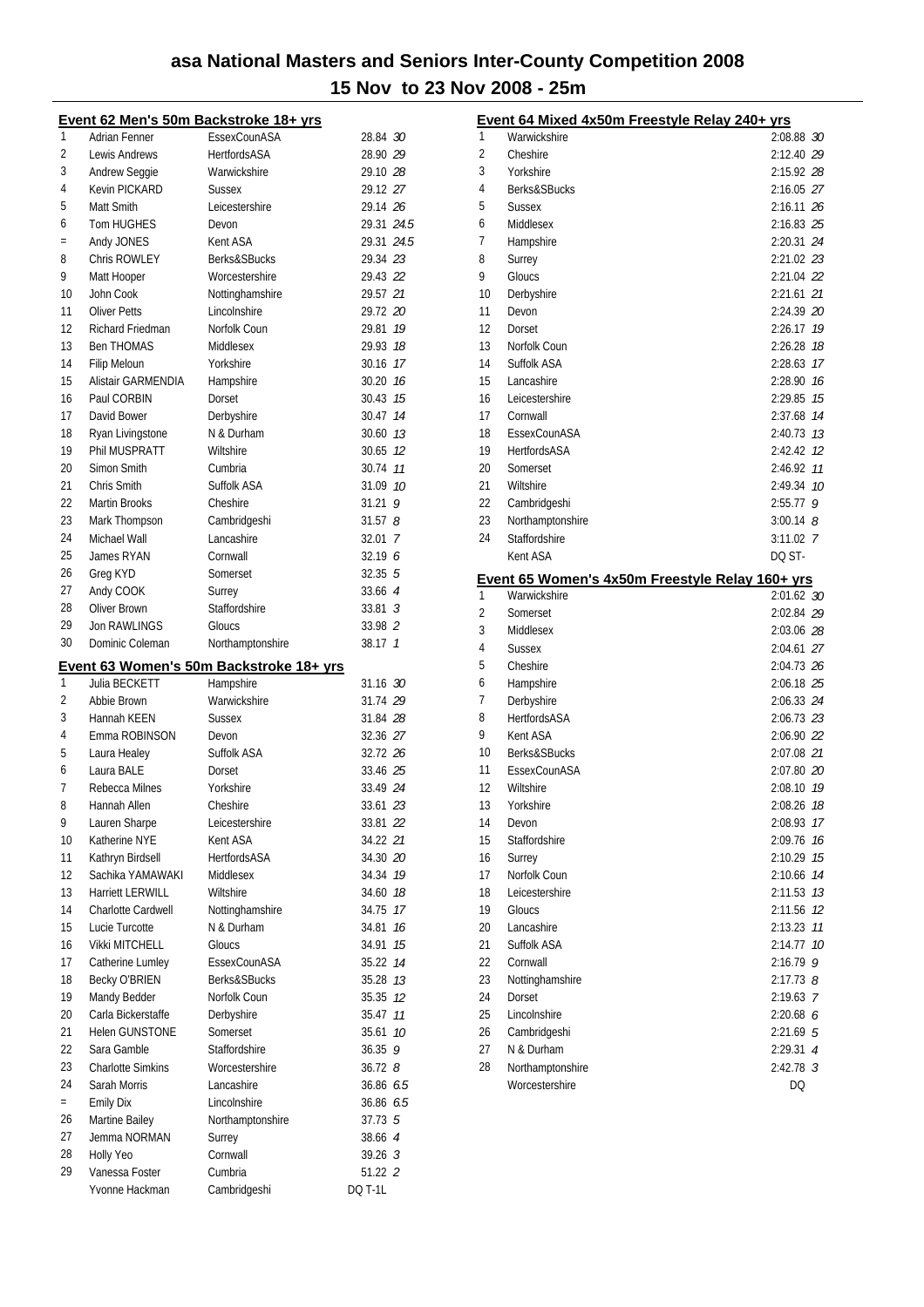# asa National Masters and Seniors Inter-County Competition 2008

## 15 Nov to 23 Nov 2008 - 25m

### Event 62 Men's 50m Backstroke 18+ yrs

| Place | Name | County | Time | Points |
|---|---|---|---|---|
| 1 | Adrian Fenner | EssexCounASA | 28.84 | 30 |
| 2 | Lewis Andrews | HertfordsASA | 28.90 | 29 |
| 3 | Andrew Seggie | Warwickshire | 29.10 | 28 |
| 4 | Kevin PICKARD | Sussex | 29.12 | 27 |
| 5 | Matt Smith | Leicestershire | 29.14 | 26 |
| 6 | Tom HUGHES | Devon | 29.31 | 24.5 |
| = | Andy JONES | Kent ASA | 29.31 | 24.5 |
| 8 | Chris ROWLEY | Berks&SBucks | 29.34 | 23 |
| 9 | Matt Hooper | Worcestershire | 29.43 | 22 |
| 10 | John Cook | Nottinghamshire | 29.57 | 21 |
| 11 | Oliver Petts | Lincolnshire | 29.72 | 20 |
| 12 | Richard Friedman | Norfolk Coun | 29.81 | 19 |
| 13 | Ben THOMAS | Middlesex | 29.93 | 18 |
| 14 | Filip Meloun | Yorkshire | 30.16 | 17 |
| 15 | Alistair GARMENDIA | Hampshire | 30.20 | 16 |
| 16 | Paul CORBIN | Dorset | 30.43 | 15 |
| 17 | David Bower | Derbyshire | 30.47 | 14 |
| 18 | Ryan Livingstone | N & Durham | 30.60 | 13 |
| 19 | Phil MUSPRATT | Wiltshire | 30.65 | 12 |
| 20 | Simon Smith | Cumbria | 30.74 | 11 |
| 21 | Chris Smith | Suffolk ASA | 31.09 | 10 |
| 22 | Martin Brooks | Cheshire | 31.21 | 9 |
| 23 | Mark Thompson | Cambridgeshi | 31.57 | 8 |
| 24 | Michael Wall | Lancashire | 32.01 | 7 |
| 25 | James RYAN | Cornwall | 32.19 | 6 |
| 26 | Greg KYD | Somerset | 32.35 | 5 |
| 27 | Andy COOK | Surrey | 33.66 | 4 |
| 28 | Oliver Brown | Staffordshire | 33.81 | 3 |
| 29 | Jon RAWLINGS | Gloucs | 33.98 | 2 |
| 30 | Dominic Coleman | Northamptonshire | 38.17 | 1 |

### Event 63 Women's 50m Backstroke 18+ yrs

| Place | Name | County | Time | Points |
|---|---|---|---|---|
| 1 | Julia BECKETT | Hampshire | 31.16 | 30 |
| 2 | Abbie Brown | Warwickshire | 31.74 | 29 |
| 3 | Hannah KEEN | Sussex | 31.84 | 28 |
| 4 | Emma ROBINSON | Devon | 32.36 | 27 |
| 5 | Laura Healey | Suffolk ASA | 32.72 | 26 |
| 6 | Laura BALE | Dorset | 33.46 | 25 |
| 7 | Rebecca Milnes | Yorkshire | 33.49 | 24 |
| 8 | Hannah Allen | Cheshire | 33.61 | 23 |
| 9 | Lauren Sharpe | Leicestershire | 33.81 | 22 |
| 10 | Katherine NYE | Kent ASA | 34.22 | 21 |
| 11 | Kathryn Birdsell | HertfordsASA | 34.30 | 20 |
| 12 | Sachika YAMAWAKI | Middlesex | 34.34 | 19 |
| 13 | Harriett LERWILL | Wiltshire | 34.60 | 18 |
| 14 | Charlotte Cardwell | Nottinghamshire | 34.75 | 17 |
| 15 | Lucie Turcotte | N & Durham | 34.81 | 16 |
| 16 | Vikki MITCHELL | Gloucs | 34.91 | 15 |
| 17 | Catherine Lumley | EssexCounASA | 35.22 | 14 |
| 18 | Becky O'BRIEN | Berks&SBucks | 35.28 | 13 |
| 19 | Mandy Bedder | Norfolk Coun | 35.35 | 12 |
| 20 | Carla Bickerstaffe | Derbyshire | 35.47 | 11 |
| 21 | Helen GUNSTONE | Somerset | 35.61 | 10 |
| 22 | Sara Gamble | Staffordshire | 36.35 | 9 |
| 23 | Charlotte Simkins | Worcestershire | 36.72 | 8 |
| 24 | Sarah Morris | Lancashire | 36.86 | 6.5 |
| = | Emily Dix | Lincolnshire | 36.86 | 6.5 |
| 26 | Martine Bailey | Northamptonshire | 37.73 | 5 |
| 27 | Jemma NORMAN | Surrey | 38.66 | 4 |
| 28 | Holly Yeo | Cornwall | 39.26 | 3 |
| 29 | Vanessa Foster | Cumbria | 51.22 | 2 |
| | Yvonne Hackman | Cambridgeshi | DQ T-1L | |

### Event 64 Mixed 4x50m Freestyle Relay 240+ yrs

| Place | County | Time | Points |
|---|---|---|---|
| 1 | Warwickshire | 2:08.88 | 30 |
| 2 | Cheshire | 2:12.40 | 29 |
| 3 | Yorkshire | 2:15.92 | 28 |
| 4 | Berks&SBucks | 2:16.05 | 27 |
| 5 | Sussex | 2:16.11 | 26 |
| 6 | Middlesex | 2:16.83 | 25 |
| 7 | Hampshire | 2:20.31 | 24 |
| 8 | Surrey | 2:21.02 | 23 |
| 9 | Gloucs | 2:21.04 | 22 |
| 10 | Derbyshire | 2:21.61 | 21 |
| 11 | Devon | 2:24.39 | 20 |
| 12 | Dorset | 2:26.17 | 19 |
| 13 | Norfolk Coun | 2:26.28 | 18 |
| 14 | Suffolk ASA | 2:28.63 | 17 |
| 15 | Lancashire | 2:28.90 | 16 |
| 16 | Leicestershire | 2:29.85 | 15 |
| 17 | Cornwall | 2:37.68 | 14 |
| 18 | EssexCounASA | 2:40.73 | 13 |
| 19 | HertfordsASA | 2:42.42 | 12 |
| 20 | Somerset | 2:46.92 | 11 |
| 21 | Wiltshire | 2:49.34 | 10 |
| 22 | Cambridgeshi | 2:55.77 | 9 |
| 23 | Northamptonshire | 3:00.14 | 8 |
| 24 | Staffordshire | 3:11.02 | 7 |
| | Kent ASA | DQ ST- | |

### Event 65 Women's 4x50m Freestyle Relay 160+ yrs

| Place | County | Time | Points |
|---|---|---|---|
| 1 | Warwickshire | 2:01.62 | 30 |
| 2 | Somerset | 2:02.84 | 29 |
| 3 | Middlesex | 2:03.06 | 28 |
| 4 | Sussex | 2:04.61 | 27 |
| 5 | Cheshire | 2:04.73 | 26 |
| 6 | Hampshire | 2:06.18 | 25 |
| 7 | Derbyshire | 2:06.33 | 24 |
| 8 | HertfordsASA | 2:06.73 | 23 |
| 9 | Kent ASA | 2:06.90 | 22 |
| 10 | Berks&SBucks | 2:07.08 | 21 |
| 11 | EssexCounASA | 2:07.80 | 20 |
| 12 | Wiltshire | 2:08.10 | 19 |
| 13 | Yorkshire | 2:08.26 | 18 |
| 14 | Devon | 2:08.93 | 17 |
| 15 | Staffordshire | 2:09.76 | 16 |
| 16 | Surrey | 2:10.29 | 15 |
| 17 | Norfolk Coun | 2:10.66 | 14 |
| 18 | Leicestershire | 2:11.53 | 13 |
| 19 | Gloucs | 2:11.56 | 12 |
| 20 | Lancashire | 2:13.23 | 11 |
| 21 | Suffolk ASA | 2:14.77 | 10 |
| 22 | Cornwall | 2:16.79 | 9 |
| 23 | Nottinghamshire | 2:17.73 | 8 |
| 24 | Dorset | 2:19.63 | 7 |
| 25 | Lincolnshire | 2:20.68 | 6 |
| 26 | Cambridgeshi | 2:21.69 | 5 |
| 27 | N & Durham | 2:29.31 | 4 |
| 28 | Northamptonshire | 2:42.78 | 3 |
| | Worcestershire | DQ | |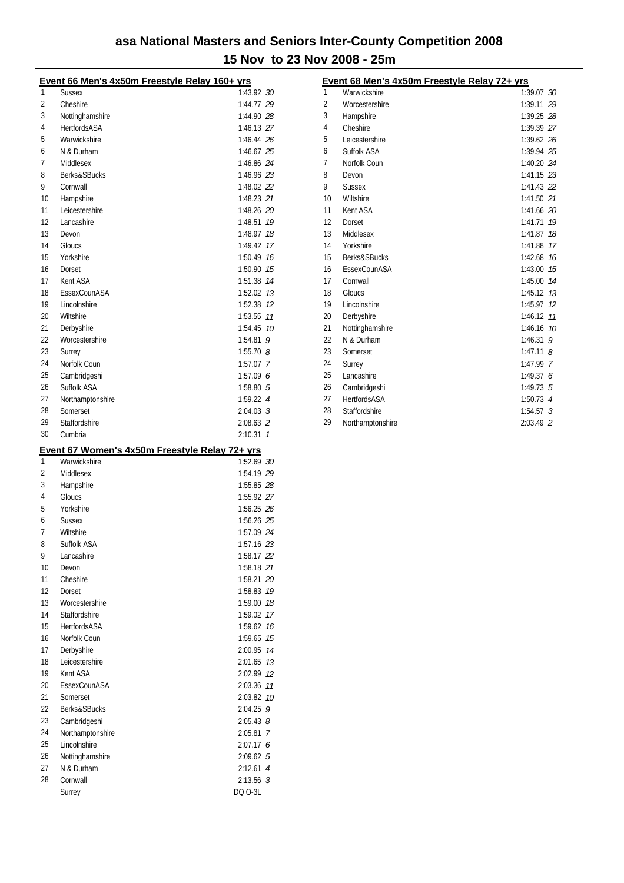# asa National Masters and Seniors Inter-County Competition 2008

## 15 Nov to 23 Nov 2008 - 25m

### Event 66 Men's 4x50m Freestyle Relay 160+ yrs

| | | | |
|---|---|---|---|
| 1 | Sussex | 1:43.92 | *30* |
| 2 | Cheshire | 1:44.77 | *29* |
| 3 | Nottinghamshire | 1:44.90 | *28* |
| 4 | HertfordsASA | 1:46.13 | *27* |
| 5 | Warwickshire | 1:46.44 | *26* |
| 6 | N & Durham | 1:46.67 | *25* |
| 7 | Middlesex | 1:46.86 | *24* |
| 8 | Berks&SBucks | 1:46.96 | *23* |
| 9 | Cornwall | 1:48.02 | *22* |
| 10 | Hampshire | 1:48.23 | *21* |
| 11 | Leicestershire | 1:48.26 | *20* |
| 12 | Lancashire | 1:48.51 | *19* |
| 13 | Devon | 1:48.97 | *18* |
| 14 | Gloucs | 1:49.42 | *17* |
| 15 | Yorkshire | 1:50.49 | *16* |
| 16 | Dorset | 1:50.90 | *15* |
| 17 | Kent ASA | 1:51.38 | *14* |
| 18 | EssexCounASA | 1:52.02 | *13* |
| 19 | Lincolnshire | 1:52.38 | *12* |
| 20 | Wiltshire | 1:53.55 | *11* |
| 21 | Derbyshire | 1:54.45 | *10* |
| 22 | Worcestershire | 1:54.81 | *9* |
| 23 | Surrey | 1:55.70 | *8* |
| 24 | Norfolk Coun | 1:57.07 | *7* |
| 25 | Cambridgeshi | 1:57.09 | *6* |
| 26 | Suffolk ASA | 1:58.80 | *5* |
| 27 | Northamptonshire | 1:59.22 | *4* |
| 28 | Somerset | 2:04.03 | *3* |
| 29 | Staffordshire | 2:08.63 | *2* |
| 30 | Cumbria | 2:10.31 | *1* |

### Event 67 Women's 4x50m Freestyle Relay 72+ yrs

| | | | |
|---|---|---|---|
| 1 | Warwickshire | 1:52.69 | *30* |
| 2 | Middlesex | 1:54.19 | *29* |
| 3 | Hampshire | 1:55.85 | *28* |
| 4 | Gloucs | 1:55.92 | *27* |
| 5 | Yorkshire | 1:56.25 | *26* |
| 6 | Sussex | 1:56.26 | *25* |
| 7 | Wiltshire | 1:57.09 | *24* |
| 8 | Suffolk ASA | 1:57.16 | *23* |
| 9 | Lancashire | 1:58.17 | *22* |
| 10 | Devon | 1:58.18 | *21* |
| 11 | Cheshire | 1:58.21 | *20* |
| 12 | Dorset | 1:58.83 | *19* |
| 13 | Worcestershire | 1:59.00 | *18* |
| 14 | Staffordshire | 1:59.02 | *17* |
| 15 | HertfordsASA | 1:59.62 | *16* |
| 16 | Norfolk Coun | 1:59.65 | *15* |
| 17 | Derbyshire | 2:00.95 | *14* |
| 18 | Leicestershire | 2:01.65 | *13* |
| 19 | Kent ASA | 2:02.99 | *12* |
| 20 | EssexCounASA | 2:03.36 | *11* |
| 21 | Somerset | 2:03.82 | *10* |
| 22 | Berks&SBucks | 2:04.25 | *9* |
| 23 | Cambridgeshi | 2:05.43 | *8* |
| 24 | Northamptonshire | 2:05.81 | *7* |
| 25 | Lincolnshire | 2:07.17 | *6* |
| 26 | Nottinghamshire | 2:09.62 | *5* |
| 27 | N & Durham | 2:12.61 | *4* |
| 28 | Cornwall | 2:13.56 | *3* |
| | Surrey | DQ O-3L | |

### Event 68 Men's 4x50m Freestyle Relay 72+ yrs

| | | | |
|---|---|---|---|
| 1 | Warwickshire | 1:39.07 | *30* |
| 2 | Worcestershire | 1:39.11 | *29* |
| 3 | Hampshire | 1:39.25 | *28* |
| 4 | Cheshire | 1:39.39 | *27* |
| 5 | Leicestershire | 1:39.62 | *26* |
| 6 | Suffolk ASA | 1:39.94 | *25* |
| 7 | Norfolk Coun | 1:40.20 | *24* |
| 8 | Devon | 1:41.15 | *23* |
| 9 | Sussex | 1:41.43 | *22* |
| 10 | Wiltshire | 1:41.50 | *21* |
| 11 | Kent ASA | 1:41.66 | *20* |
| 12 | Dorset | 1:41.71 | *19* |
| 13 | Middlesex | 1:41.87 | *18* |
| 14 | Yorkshire | 1:41.88 | *17* |
| 15 | Berks&SBucks | 1:42.68 | *16* |
| 16 | EssexCounASA | 1:43.00 | *15* |
| 17 | Cornwall | 1:45.00 | *14* |
| 18 | Gloucs | 1:45.12 | *13* |
| 19 | Lincolnshire | 1:45.97 | *12* |
| 20 | Derbyshire | 1:46.12 | *11* |
| 21 | Nottinghamshire | 1:46.16 | *10* |
| 22 | N & Durham | 1:46.31 | *9* |
| 23 | Somerset | 1:47.11 | *8* |
| 24 | Surrey | 1:47.99 | *7* |
| 25 | Lancashire | 1:49.37 | *6* |
| 26 | Cambridgeshi | 1:49.73 | *5* |
| 27 | HertfordsASA | 1:50.73 | *4* |
| 28 | Staffordshire | 1:54.57 | *3* |
| 29 | Northamptonshire | 2:03.49 | *2* |